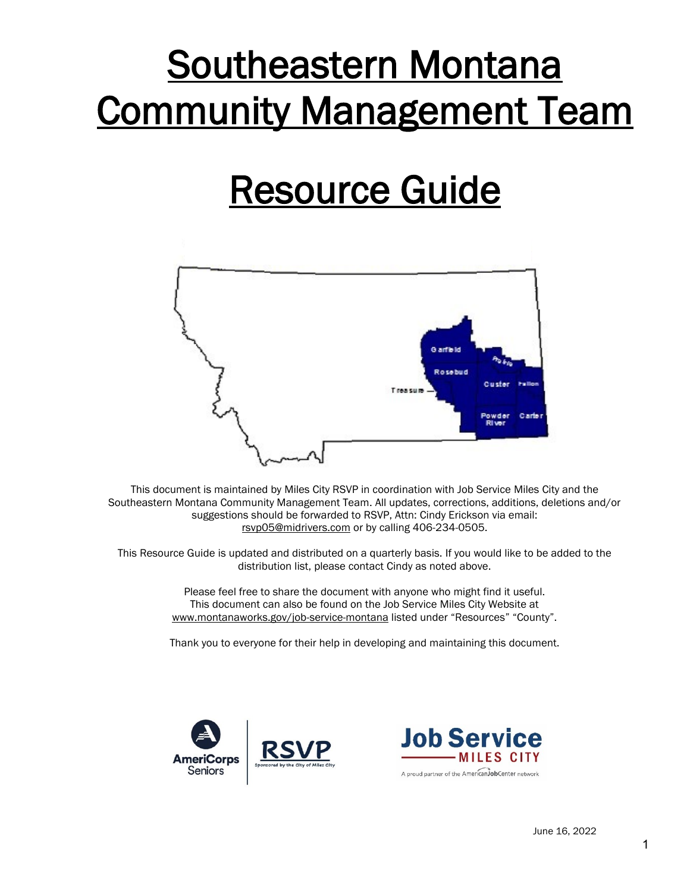# Southeastern Montana Community Management Team

# Resource Guide

This document is maintained by Miles City RSVP in coordination with Job Service Miles City and the Southeastern Montana Community Management Team. All updates, corrections, additions, deletions and/or suggestions should be forwarded to RSVP, Attn: Cindy Erickson via email: rsvp05@midrivers.com or by calling 406-234-0505.

This Resource Guide is updated and distributed on a quarterly basis. If you would like to be added to the distribution list, please contact Cindy as noted above.

Please feel free to share the document with anyone who might find it useful. This document can also be found on the Job Service Miles City Website at www.montanaworks.gov/job-service-montana listed under "Resources" "County".

Thank you to everyone for their help in developing and maintaining this document.

June 16, 2022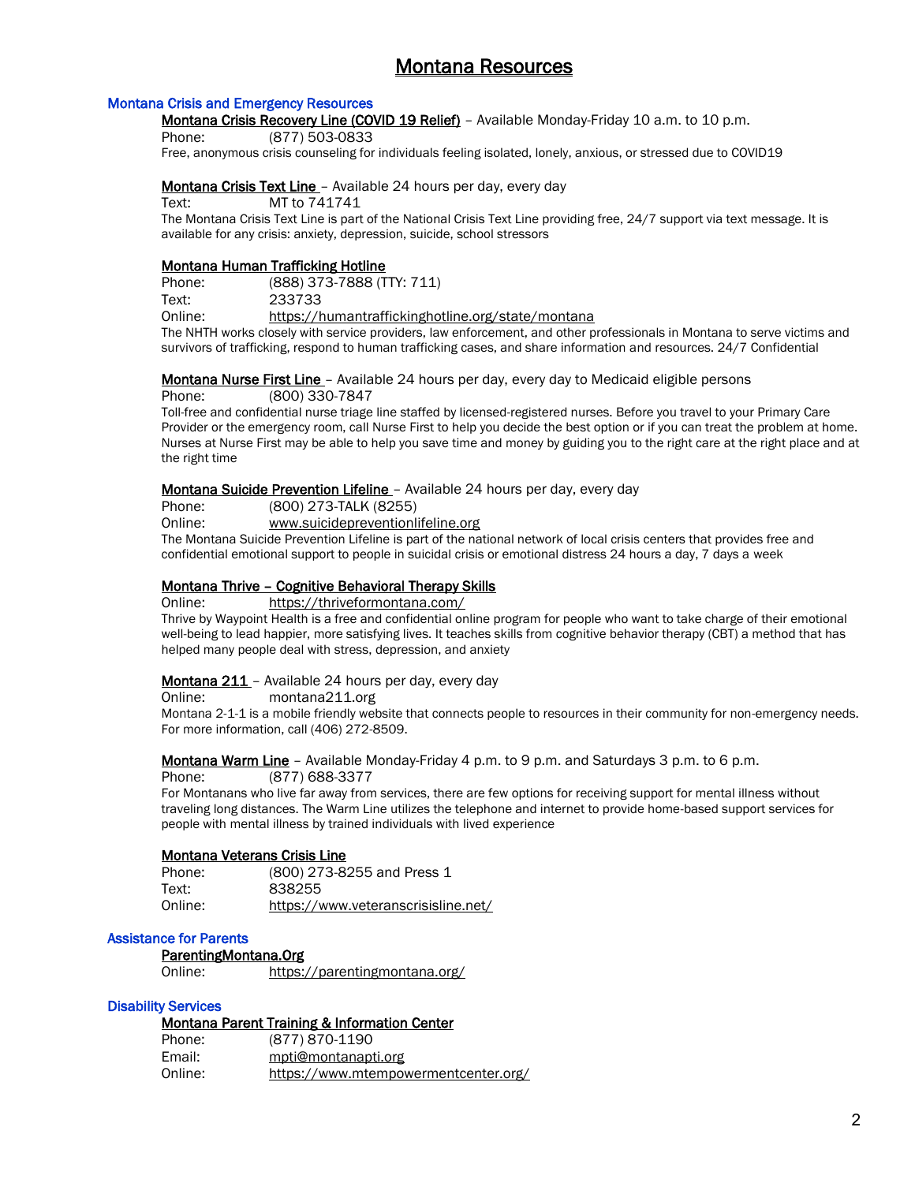# Montana Resources

## Montana Crisis and Emergency Resources

### Montana Crisis Recovery Line (COVID 19 Relief) – Available Monday-Friday 10 a.m. to 10 p.m.

Phone: (877) 503-0833

Free, anonymous crisis counseling for individuals feeling isolated, lonely, anxious, or stressed due to COVID19

### Montana Crisis Text Line – Available 24 hours per day, every day

Text: MT to 741741

The Montana Crisis Text Line is part of the National Crisis Text Line providing free, 24/7 support via text message. It is available for any crisis: anxiety, depression, suicide, school stressors

### Montana Human Trafficking Hotline

Phone: (888) 373-7888 (TTY: 711)
Text: 233733
Online: https://humantraffickinghotline.org/state/montana

The NHTH works closely with service providers, law enforcement, and other professionals in Montana to serve victims and survivors of trafficking, respond to human trafficking cases, and share information and resources. 24/7 Confidential

### Montana Nurse First Line – Available 24 hours per day, every day to Medicaid eligible persons

Phone: (800) 330-7847

Toll-free and confidential nurse triage line staffed by licensed-registered nurses. Before you travel to your Primary Care Provider or the emergency room, call Nurse First to help you decide the best option or if you can treat the problem at home. Nurses at Nurse First may be able to help you save time and money by guiding you to the right care at the right place and at the right time

### Montana Suicide Prevention Lifeline – Available 24 hours per day, every day

Phone: (800) 273-TALK (8255)
Online: www.suicidepreventionlifeline.org

The Montana Suicide Prevention Lifeline is part of the national network of local crisis centers that provides free and confidential emotional support to people in suicidal crisis or emotional distress 24 hours a day, 7 days a week

### Montana Thrive – Cognitive Behavioral Therapy Skills

Online: https://thriveformontana.com/

Thrive by Waypoint Health is a free and confidential online program for people who want to take charge of their emotional well-being to lead happier, more satisfying lives. It teaches skills from cognitive behavior therapy (CBT) a method that has helped many people deal with stress, depression, and anxiety

### Montana 211 – Available 24 hours per day, every day

Online: montana211.org

Montana 2-1-1 is a mobile friendly website that connects people to resources in their community for non-emergency needs. For more information, call (406) 272-8509.

### Montana Warm Line – Available Monday-Friday 4 p.m. to 9 p.m. and Saturdays 3 p.m. to 6 p.m.

Phone: (877) 688-3377

For Montanans who live far away from services, there are few options for receiving support for mental illness without traveling long distances. The Warm Line utilizes the telephone and internet to provide home-based support services for people with mental illness by trained individuals with lived experience

### Montana Veterans Crisis Line

Phone: (800) 273-8255 and Press 1
Text: 838255
Online: https://www.veteranscrisisline.net/

## Assistance for Parents

### ParentingMontana.Org

Online: https://parentingmontana.org/

## Disability Services

### Montana Parent Training & Information Center

Phone: (877) 870-1190
Email: mpti@montanapti.org
Online: https://www.mtempowermentcenter.org/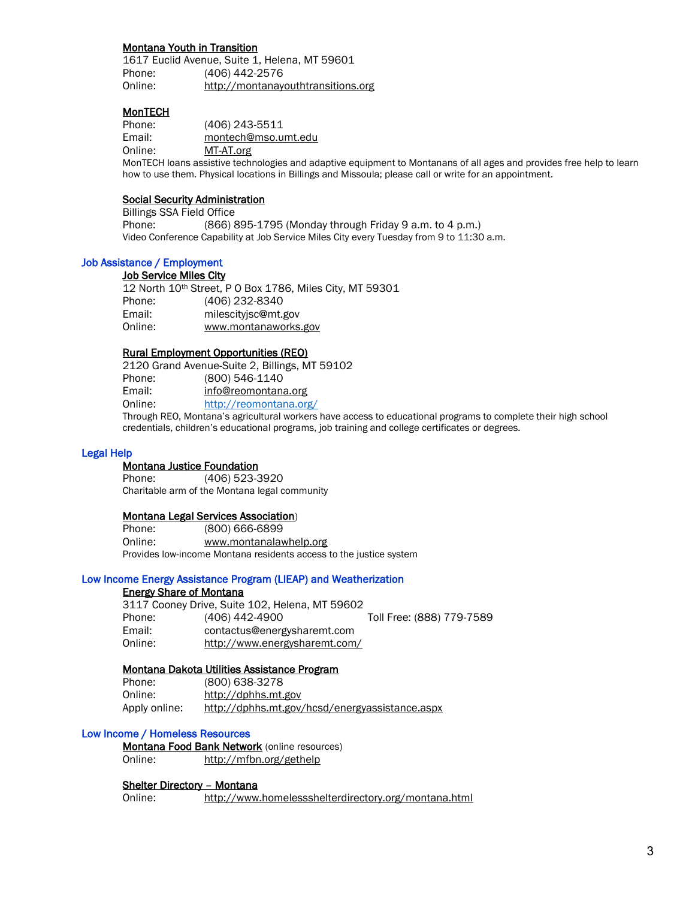**Montana Youth in Transition**
1617 Euclid Avenue, Suite 1, Helena, MT 59601
Phone: (406) 442-2576
Online: http://montanayouthtransitions.org

**MonTECH**
Phone: (406) 243-5511
Email: montech@mso.umt.edu
Online: MT-AT.org
MonTECH loans assistive technologies and adaptive equipment to Montanans of all ages and provides free help to learn how to use them. Physical locations in Billings and Missoula; please call or write for an appointment.

**Social Security Administration**
Billings SSA Field Office
Phone: (866) 895-1795 (Monday through Friday 9 a.m. to 4 p.m.)
Video Conference Capability at Job Service Miles City every Tuesday from 9 to 11:30 a.m.

## Job Assistance / Employment

**Job Service Miles City**
12 North 10th Street, P O Box 1786, Miles City, MT 59301
Phone: (406) 232-8340
Email: milescityjsc@mt.gov
Online: www.montanaworks.gov

**Rural Employment Opportunities (REO)**
2120 Grand Avenue-Suite 2, Billings, MT 59102
Phone: (800) 546-1140
Email: info@reomontana.org
Online: http://reomontana.org/
Through REO, Montana's agricultural workers have access to educational programs to complete their high school credentials, children's educational programs, job training and college certificates or degrees.

## Legal Help

**Montana Justice Foundation**
Phone: (406) 523-3920
Charitable arm of the Montana legal community

**Montana Legal Services Association**)
Phone: (800) 666-6899
Online: www.montanalawhelp.org
Provides low-income Montana residents access to the justice system

## Low Income Energy Assistance Program (LIEAP) and Weatherization

**Energy Share of Montana**
3117 Cooney Drive, Suite 102, Helena, MT 59602
Phone: (406) 442-4900 Toll Free: (888) 779-7589
Email: contactus@energysharemt.com
Online: http://www.energysharemt.com/

**Montana Dakota Utilities Assistance Program**
Phone: (800) 638-3278
Online: http://dphhs.mt.gov
Apply online: http://dphhs.mt.gov/hcsd/energyassistance.aspx

## Low Income / Homeless Resources

**Montana Food Bank Network** (online resources)
Online: http://mfbn.org/gethelp

**Shelter Directory – Montana**
Online: http://www.homelessshelterdirectory.org/montana.html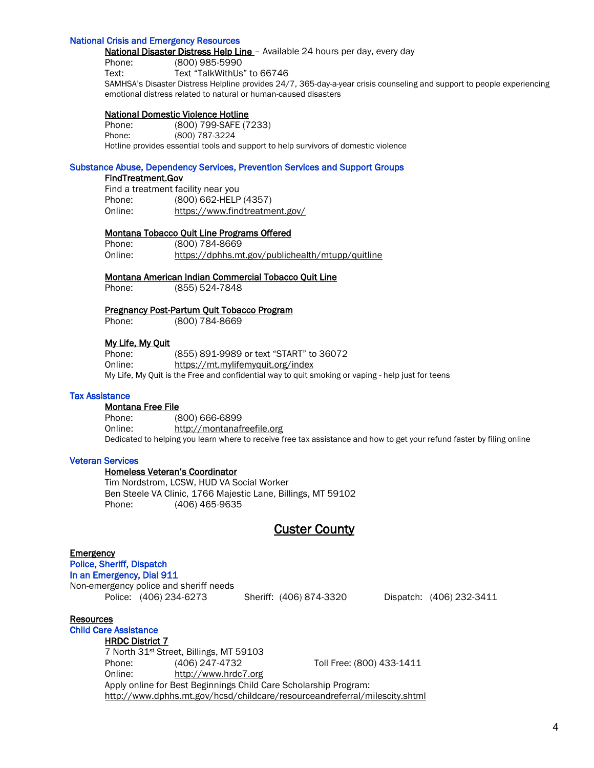### National Crisis and Emergency Resources

**National Disaster Distress Help Line** – Available 24 hours per day, every day

Phone: (800) 985-5990
Text: Text "TalkWithUs" to 66746

SAMHSA's Disaster Distress Helpline provides 24/7, 365-day-a-year crisis counseling and support to people experiencing emotional distress related to natural or human-caused disasters

**National Domestic Violence Hotline**

Phone: (800) 799-SAFE (7233)
Phone: (800) 787-3224

Hotline provides essential tools and support to help survivors of domestic violence

### Substance Abuse, Dependency Services, Prevention Services and Support Groups

**FindTreatment.Gov**

Find a treatment facility near you
Phone: (800) 662-HELP (4357)
Online: https://www.findtreatment.gov/

**Montana Tobacco Quit Line Programs Offered**

Phone: (800) 784-8669
Online: https://dphhs.mt.gov/publichealth/mtupp/quitline

**Montana American Indian Commercial Tobacco Quit Line**

Phone: (855) 524-7848

**Pregnancy Post-Partum Quit Tobacco Program**

Phone: (800) 784-8669

**My Life, My Quit**

Phone: (855) 891-9989 or text "START" to 36072
Online: https://mt.mylifemyquit.org/index

My Life, My Quit is the Free and confidential way to quit smoking or vaping - help just for teens

### Tax Assistance

**Montana Free File**

Phone: (800) 666-6899
Online: http://montanafreefile.org

Dedicated to helping you learn where to receive free tax assistance and how to get your refund faster by filing online

### Veteran Services

**Homeless Veteran's Coordinator**

Tim Nordstrom, LCSW, HUD VA Social Worker
Ben Steele VA Clinic, 1766 Majestic Lane, Billings, MT 59102
Phone: (406) 465-9635

# Custer County

## Emergency

### Police, Sheriff, Dispatch

### In an Emergency, Dial 911

Non-emergency police and sheriff needs

Police: (406) 234-6273 Sheriff: (406) 874-3320 Dispatch: (406) 232-3411

## Resources

### Child Care Assistance

**HRDC District 7**

7 North 31st Street, Billings, MT 59103
Phone: (406) 247-4732 Toll Free: (800) 433-1411
Online: http://www.hrdc7.org

Apply online for Best Beginnings Child Care Scholarship Program:
http://www.dphhs.mt.gov/hcsd/childcare/resourceandreferral/milescity.shtml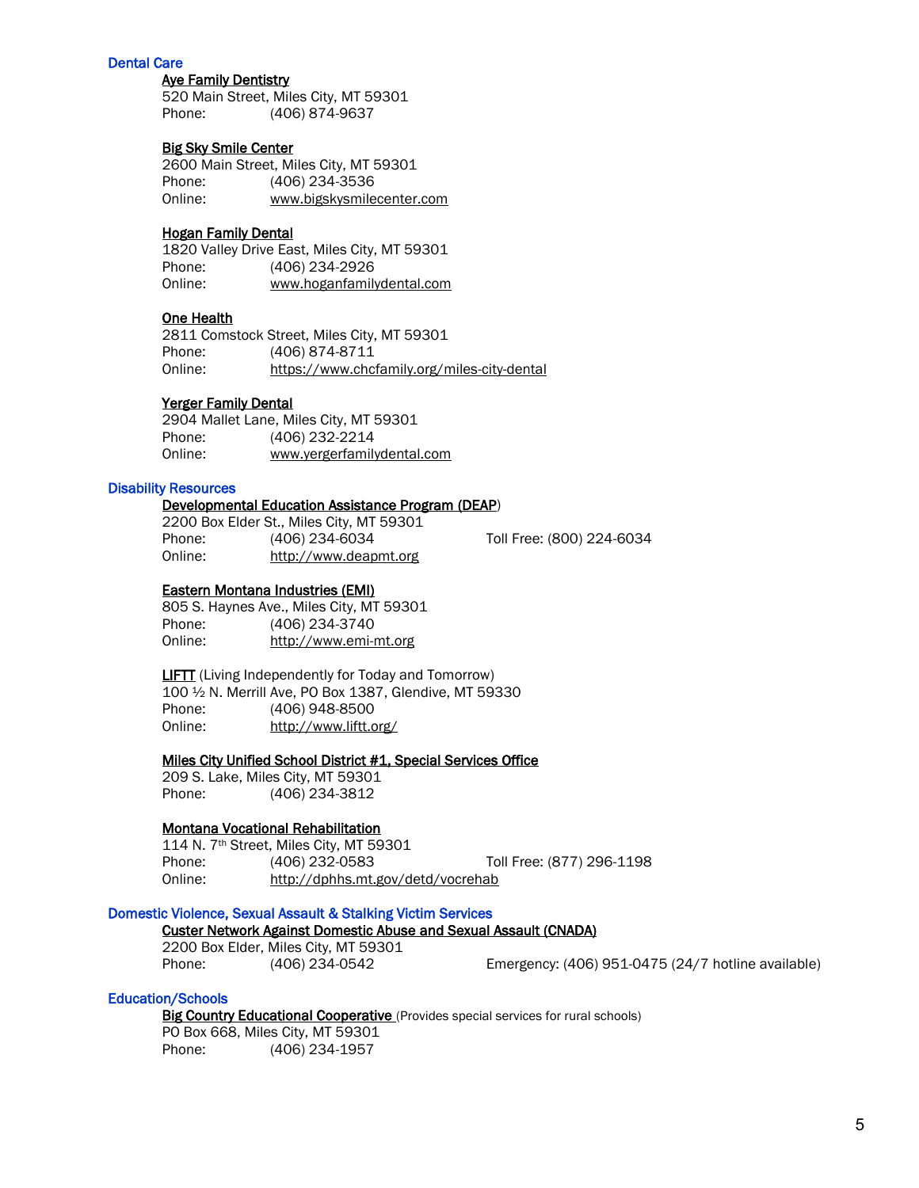## Dental Care

**Aye Family Dentistry**
520 Main Street, Miles City, MT 59301
Phone: (406) 874-9637

**Big Sky Smile Center**
2600 Main Street, Miles City, MT 59301
Phone: (406) 234-3536
Online: www.bigskysmilecenter.com

**Hogan Family Dental**
1820 Valley Drive East, Miles City, MT 59301
Phone: (406) 234-2926
Online: www.hoganfamilydental.com

**One Health**
2811 Comstock Street, Miles City, MT 59301
Phone: (406) 874-8711
Online: https://www.chcfamily.org/miles-city-dental

**Yerger Family Dental**
2904 Mallet Lane, Miles City, MT 59301
Phone: (406) 232-2214
Online: www.yergerfamilydental.com

## Disability Resources

**Developmental Education Assistance Program (DEAP)**
2200 Box Elder St., Miles City, MT 59301
Phone: (406) 234-6034 Toll Free: (800) 224-6034
Online: http://www.deapmt.org

**Eastern Montana Industries (EMI)**
805 S. Haynes Ave., Miles City, MT 59301
Phone: (406) 234-3740
Online: http://www.emi-mt.org

**LIFTT** (Living Independently for Today and Tomorrow)
100 ½ N. Merrill Ave, PO Box 1387, Glendive, MT 59330
Phone: (406) 948-8500
Online: http://www.liftt.org/

**Miles City Unified School District #1, Special Services Office**
209 S. Lake, Miles City, MT 59301
Phone: (406) 234-3812

**Montana Vocational Rehabilitation**
114 N. 7th Street, Miles City, MT 59301
Phone: (406) 232-0583 Toll Free: (877) 296-1198
Online: http://dphhs.mt.gov/detd/vocrehab

## Domestic Violence, Sexual Assault & Stalking Victim Services

**Custer Network Against Domestic Abuse and Sexual Assault (CNADA)**
2200 Box Elder, Miles City, MT 59301
Phone: (406) 234-0542 Emergency: (406) 951-0475 (24/7 hotline available)

## Education/Schools

**Big Country Educational Cooperative** (Provides special services for rural schools)
PO Box 668, Miles City, MT 59301
Phone: (406) 234-1957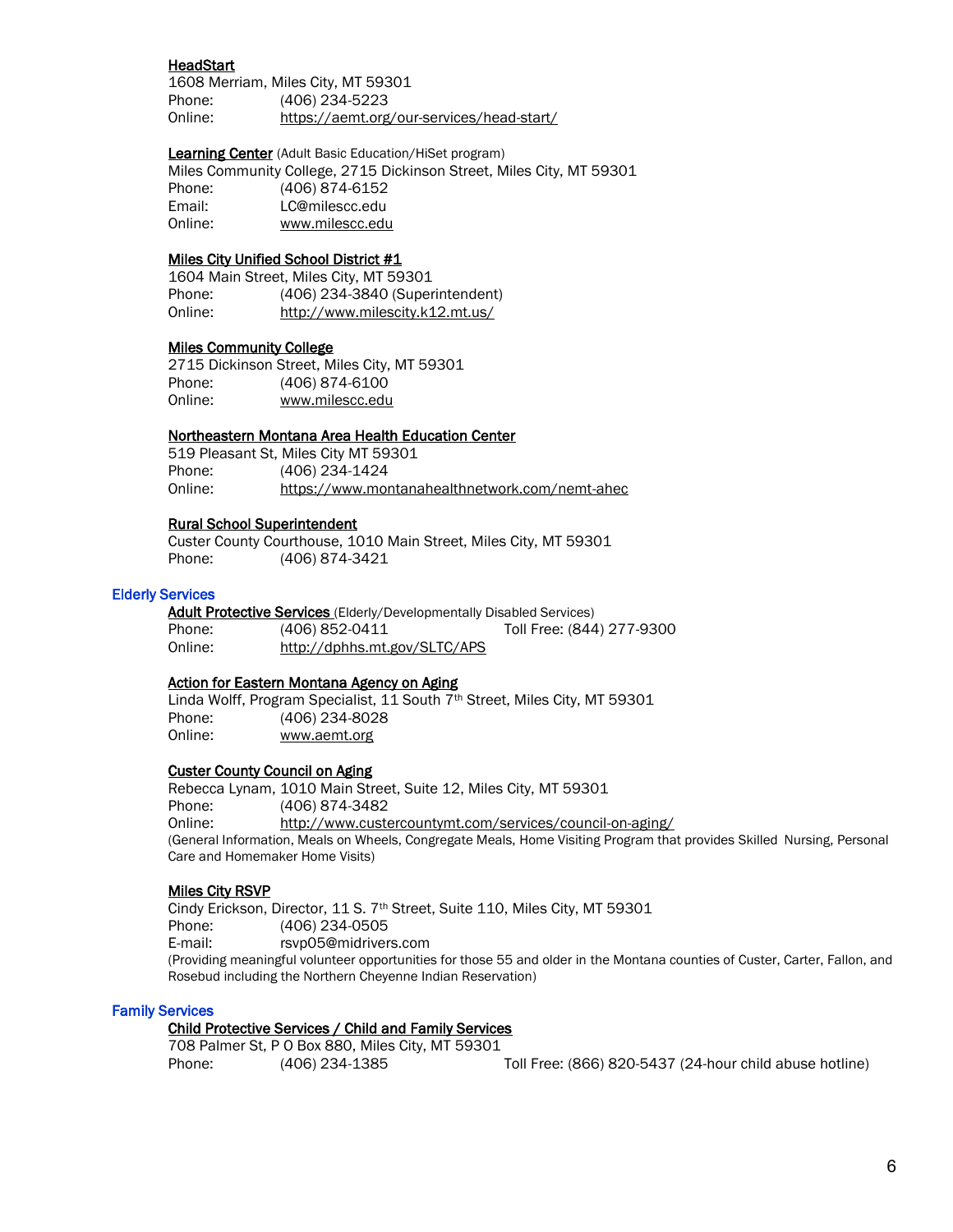**HeadStart**
1608 Merriam, Miles City, MT 59301
Phone: (406) 234-5223
Online: https://aemt.org/our-services/head-start/

**Learning Center** (Adult Basic Education/HiSet program)
Miles Community College, 2715 Dickinson Street, Miles City, MT 59301
Phone: (406) 874-6152
Email: LC@milescc.edu
Online: www.milescc.edu

**Miles City Unified School District #1**
1604 Main Street, Miles City, MT 59301
Phone: (406) 234-3840 (Superintendent)
Online: http://www.milescity.k12.mt.us/

**Miles Community College**
2715 Dickinson Street, Miles City, MT 59301
Phone: (406) 874-6100
Online: www.milescc.edu

**Northeastern Montana Area Health Education Center**
519 Pleasant St, Miles City MT 59301
Phone: (406) 234-1424
Online: https://www.montanahealthnetwork.com/nemt-ahec

**Rural School Superintendent**
Custer County Courthouse, 1010 Main Street, Miles City, MT 59301
Phone: (406) 874-3421

## Elderly Services

**Adult Protective Services** (Elderly/Developmentally Disabled Services)
Phone: (406) 852-0411 Toll Free: (844) 277-9300
Online: http://dphhs.mt.gov/SLTC/APS

**Action for Eastern Montana Agency on Aging**
Linda Wolff, Program Specialist, 11 South 7th Street, Miles City, MT 59301
Phone: (406) 234-8028
Online: www.aemt.org

**Custer County Council on Aging**
Rebecca Lynam, 1010 Main Street, Suite 12, Miles City, MT 59301
Phone: (406) 874-3482
Online: http://www.custercountymt.com/services/council-on-aging/
(General Information, Meals on Wheels, Congregate Meals, Home Visiting Program that provides Skilled Nursing, Personal Care and Homemaker Home Visits)

**Miles City RSVP**
Cindy Erickson, Director, 11 S. 7th Street, Suite 110, Miles City, MT 59301
Phone: (406) 234-0505
E-mail: rsvp05@midrivers.com
(Providing meaningful volunteer opportunities for those 55 and older in the Montana counties of Custer, Carter, Fallon, and Rosebud including the Northern Cheyenne Indian Reservation)

## Family Services

**Child Protective Services / Child and Family Services**
708 Palmer St, P O Box 880, Miles City, MT 59301
Phone: (406) 234-1385 Toll Free: (866) 820-5437 (24-hour child abuse hotline)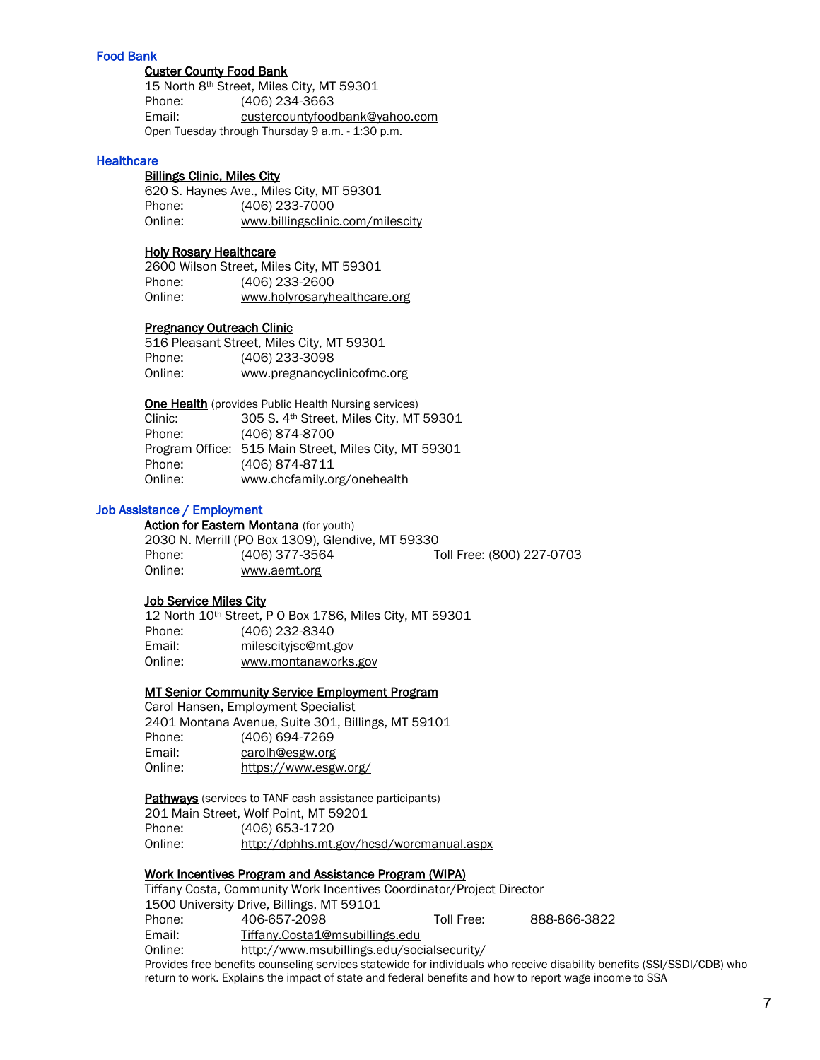## Food Bank

### Custer County Food Bank

15 North 8th Street, Miles City, MT 59301
Phone: (406) 234-3663
Email: custercountyfoodbank@yahoo.com
Open Tuesday through Thursday 9 a.m. - 1:30 p.m.

## Healthcare

### Billings Clinic, Miles City

620 S. Haynes Ave., Miles City, MT 59301
Phone: (406) 233-7000
Online: www.billingsclinic.com/milescity

### Holy Rosary Healthcare

2600 Wilson Street, Miles City, MT 59301
Phone: (406) 233-2600
Online: www.holyrosaryhealthcare.org

### Pregnancy Outreach Clinic

516 Pleasant Street, Miles City, MT 59301
Phone: (406) 233-3098
Online: www.pregnancyclinicofmc.org

### One Health (provides Public Health Nursing services)

Clinic: 305 S. 4th Street, Miles City, MT 59301
Phone: (406) 874-8700
Program Office: 515 Main Street, Miles City, MT 59301
Phone: (406) 874-8711
Online: www.chcfamily.org/onehealth

## Job Assistance / Employment

### Action for Eastern Montana (for youth)

2030 N. Merrill (PO Box 1309), Glendive, MT 59330
Phone: (406) 377-3564 Toll Free: (800) 227-0703
Online: www.aemt.org

### Job Service Miles City

12 North 10th Street, P O Box 1786, Miles City, MT 59301
Phone: (406) 232-8340
Email: milescityjsc@mt.gov
Online: www.montanaworks.gov

### MT Senior Community Service Employment Program

Carol Hansen, Employment Specialist
2401 Montana Avenue, Suite 301, Billings, MT 59101
Phone: (406) 694-7269
Email: carolh@esgw.org
Online: https://www.esgw.org/

### Pathways (services to TANF cash assistance participants)

201 Main Street, Wolf Point, MT 59201
Phone: (406) 653-1720
Online: http://dphhs.mt.gov/hcsd/worcmanual.aspx

### Work Incentives Program and Assistance Program (WIPA)

Tiffany Costa, Community Work Incentives Coordinator/Project Director
1500 University Drive, Billings, MT 59101
Phone: 406-657-2098 Toll Free: 888-866-3822
Email: Tiffany.Costa1@msubillings.edu
Online: http://www.msubillings.edu/socialsecurity/
Provides free benefits counseling services statewide for individuals who receive disability benefits (SSI/SSDI/CDB) who return to work. Explains the impact of state and federal benefits and how to report wage income to SSA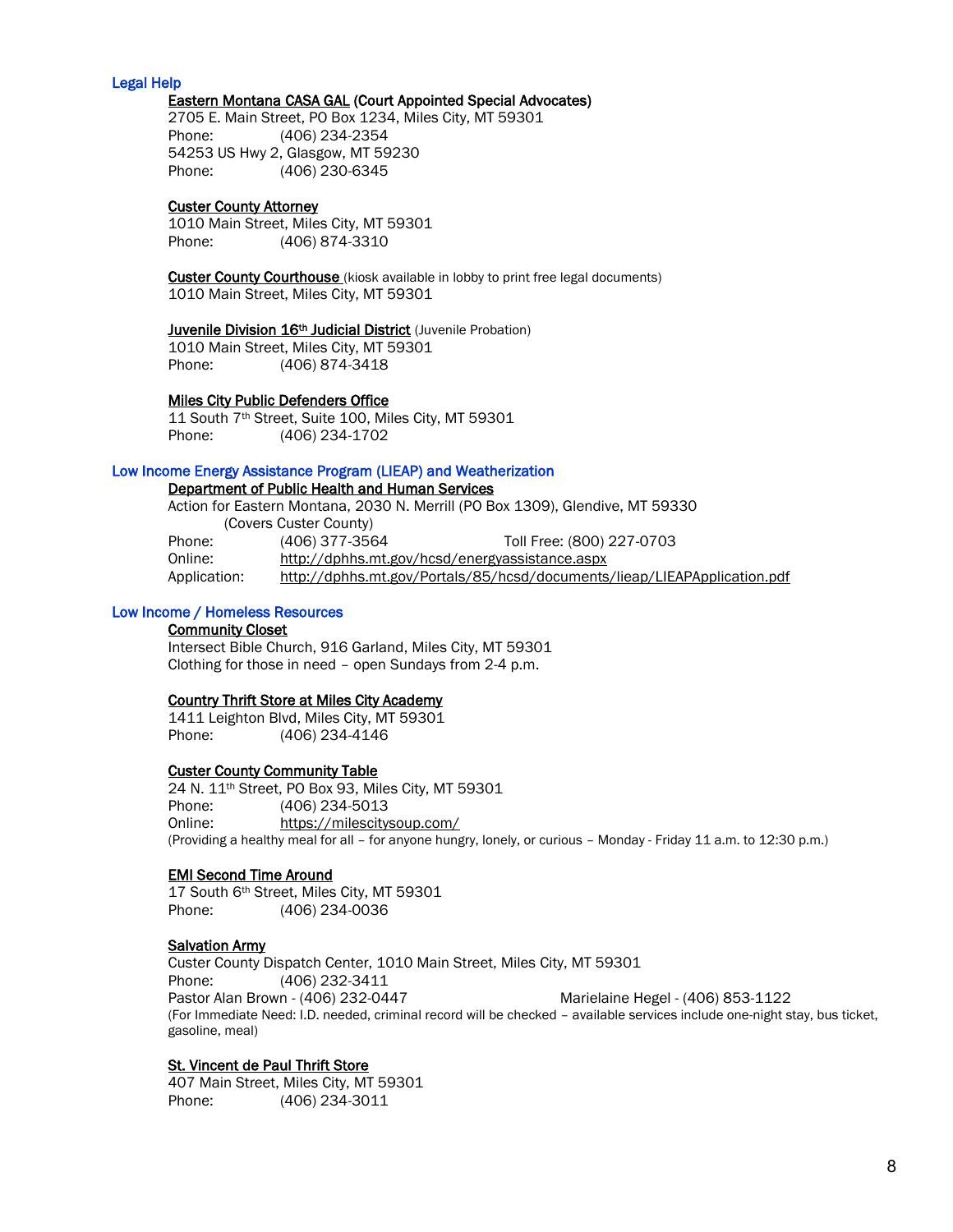## Legal Help

**Eastern Montana CASA GAL (Court Appointed Special Advocates)**
2705 E. Main Street, PO Box 1234, Miles City, MT 59301
Phone: (406) 234-2354
54253 US Hwy 2, Glasgow, MT 59230
Phone: (406) 230-6345

**Custer County Attorney**
1010 Main Street, Miles City, MT 59301
Phone: (406) 874-3310

**Custer County Courthouse** (kiosk available in lobby to print free legal documents)
1010 Main Street, Miles City, MT 59301

**Juvenile Division 16th Judicial District** (Juvenile Probation)
1010 Main Street, Miles City, MT 59301
Phone: (406) 874-3418

**Miles City Public Defenders Office**
11 South 7th Street, Suite 100, Miles City, MT 59301
Phone: (406) 234-1702

## Low Income Energy Assistance Program (LIEAP) and Weatherization

**Department of Public Health and Human Services**
Action for Eastern Montana, 2030 N. Merrill (PO Box 1309), Glendive, MT 59330
(Covers Custer County)
Phone: (406) 377-3564 Toll Free: (800) 227-0703
Online: http://dphhs.mt.gov/hcsd/energyassistance.aspx
Application: http://dphhs.mt.gov/Portals/85/hcsd/documents/lieap/LIEAPApplication.pdf

## Low Income / Homeless Resources

**Community Closet**
Intersect Bible Church, 916 Garland, Miles City, MT 59301
Clothing for those in need – open Sundays from 2-4 p.m.

**Country Thrift Store at Miles City Academy**
1411 Leighton Blvd, Miles City, MT 59301
Phone: (406) 234-4146

**Custer County Community Table**
24 N. 11th Street, PO Box 93, Miles City, MT 59301
Phone: (406) 234-5013
Online: https://milescitysoup.com/
(Providing a healthy meal for all – for anyone hungry, lonely, or curious – Monday - Friday 11 a.m. to 12:30 p.m.)

**EMI Second Time Around**
17 South 6th Street, Miles City, MT 59301
Phone: (406) 234-0036

**Salvation Army**
Custer County Dispatch Center, 1010 Main Street, Miles City, MT 59301
Phone: (406) 232-3411
Pastor Alan Brown - (406) 232-0447 Marielaine Hegel - (406) 853-1122
(For Immediate Need: I.D. needed, criminal record will be checked – available services include one-night stay, bus ticket, gasoline, meal)

**St. Vincent de Paul Thrift Store**
407 Main Street, Miles City, MT 59301
Phone: (406) 234-3011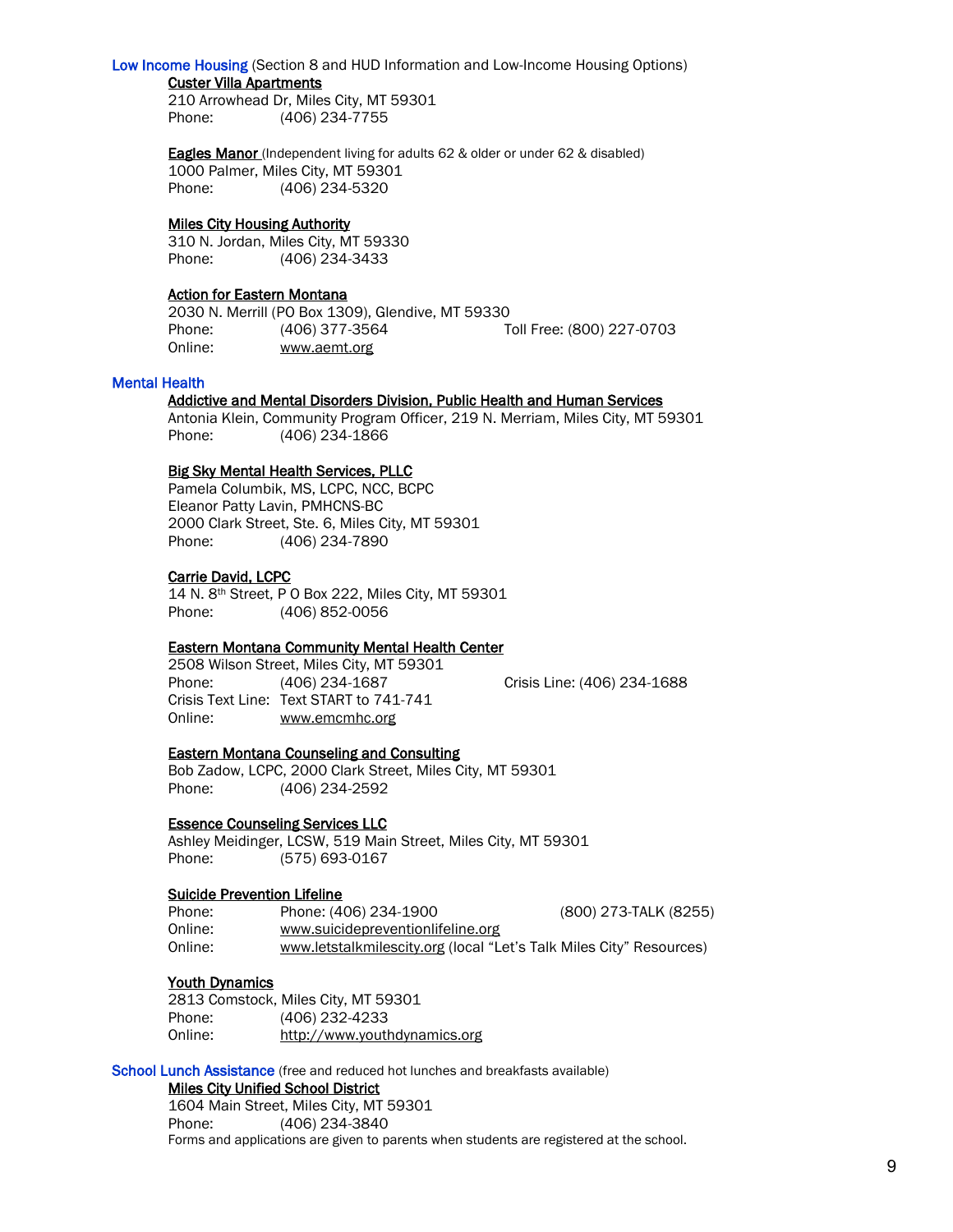## Low Income Housing (Section 8 and HUD Information and Low-Income Housing Options)

**Custer Villa Apartments**
210 Arrowhead Dr, Miles City, MT 59301
Phone: (406) 234-7755

**Eagles Manor** (Independent living for adults 62 & older or under 62 & disabled)
1000 Palmer, Miles City, MT 59301
Phone: (406) 234-5320

**Miles City Housing Authority**
310 N. Jordan, Miles City, MT 59330
Phone: (406) 234-3433

**Action for Eastern Montana**
2030 N. Merrill (PO Box 1309), Glendive, MT 59330
Phone: (406) 377-3564 Toll Free: (800) 227-0703
Online: www.aemt.org

## Mental Health

**Addictive and Mental Disorders Division, Public Health and Human Services**
Antonia Klein, Community Program Officer, 219 N. Merriam, Miles City, MT 59301
Phone: (406) 234-1866

**Big Sky Mental Health Services, PLLC**
Pamela Columbik, MS, LCPC, NCC, BCPC
Eleanor Patty Lavin, PMHCNS-BC
2000 Clark Street, Ste. 6, Miles City, MT 59301
Phone: (406) 234-7890

**Carrie David, LCPC**
14 N. 8th Street, P O Box 222, Miles City, MT 59301
Phone: (406) 852-0056

**Eastern Montana Community Mental Health Center**
2508 Wilson Street, Miles City, MT 59301
Phone: (406) 234-1687 Crisis Line: (406) 234-1688
Crisis Text Line: Text START to 741-741
Online: www.emcmhc.org

**Eastern Montana Counseling and Consulting**
Bob Zadow, LCPC, 2000 Clark Street, Miles City, MT 59301
Phone: (406) 234-2592

**Essence Counseling Services LLC**
Ashley Meidinger, LCSW, 519 Main Street, Miles City, MT 59301
Phone: (575) 693-0167

**Suicide Prevention Lifeline**
Phone: Phone: (406) 234-1900 (800) 273-TALK (8255)
Online: www.suicidepreventionlifeline.org
Online: www.letstalkmilescity.org (local "Let's Talk Miles City" Resources)

**Youth Dynamics**
2813 Comstock, Miles City, MT 59301
Phone: (406) 232-4233
Online: http://www.youthdynamics.org

## School Lunch Assistance (free and reduced hot lunches and breakfasts available)

**Miles City Unified School District**
1604 Main Street, Miles City, MT 59301
Phone: (406) 234-3840
Forms and applications are given to parents when students are registered at the school.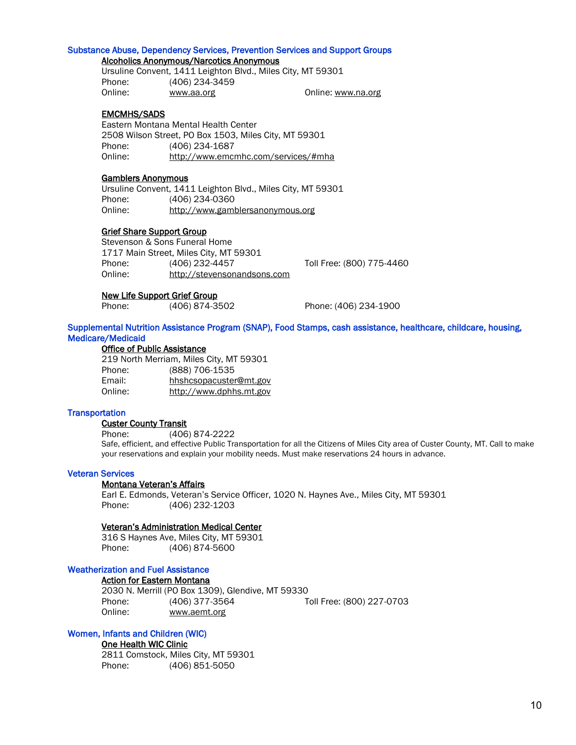## Substance Abuse, Dependency Services, Prevention Services and Support Groups

### Alcoholics Anonymous/Narcotics Anonymous

Ursuline Convent, 1411 Leighton Blvd., Miles City, MT 59301
Phone: (406) 234-3459
Online: www.aa.org    Online: www.na.org

### EMCMHS/SADS

Eastern Montana Mental Health Center
2508 Wilson Street, PO Box 1503, Miles City, MT 59301
Phone: (406) 234-1687
Online: http://www.emcmhc.com/services/#mha

### Gamblers Anonymous

Ursuline Convent, 1411 Leighton Blvd., Miles City, MT 59301
Phone: (406) 234-0360
Online: http://www.gamblersanonymous.org

### Grief Share Support Group

Stevenson & Sons Funeral Home
1717 Main Street, Miles City, MT 59301
Phone: (406) 232-4457    Toll Free: (800) 775-4460
Online: http://stevensonandsons.com

### New Life Support Grief Group

Phone: (406) 874-3502    Phone: (406) 234-1900

## Supplemental Nutrition Assistance Program (SNAP), Food Stamps, cash assistance, healthcare, childcare, housing, Medicare/Medicaid

### Office of Public Assistance

219 North Merriam, Miles City, MT 59301
Phone: (888) 706-1535
Email: hhshcsopacuster@mt.gov
Online: http://www.dphhs.mt.gov

## Transportation

### Custer County Transit

Phone: (406) 874-2222
Safe, efficient, and effective Public Transportation for all the Citizens of Miles City area of Custer County, MT. Call to make your reservations and explain your mobility needs. Must make reservations 24 hours in advance.

## Veteran Services

### Montana Veteran's Affairs

Earl E. Edmonds, Veteran's Service Officer, 1020 N. Haynes Ave., Miles City, MT 59301
Phone: (406) 232-1203

### Veteran's Administration Medical Center

316 S Haynes Ave, Miles City, MT 59301
Phone: (406) 874-5600

## Weatherization and Fuel Assistance

### Action for Eastern Montana

2030 N. Merrill (PO Box 1309), Glendive, MT 59330
Phone: (406) 377-3564    Toll Free: (800) 227-0703
Online: www.aemt.org

## Women, Infants and Children (WIC)

### One Health WIC Clinic

2811 Comstock, Miles City, MT 59301
Phone: (406) 851-5050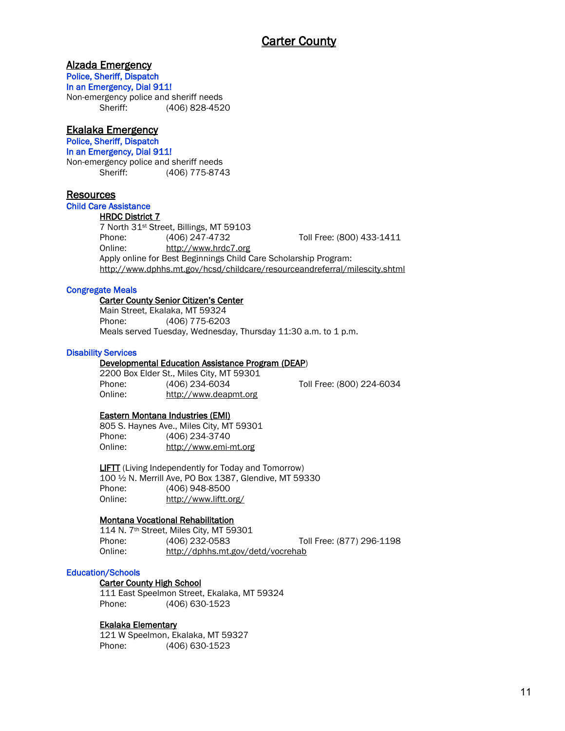# Carter County

## Alzada Emergency

**Police, Sheriff, Dispatch**

**In an Emergency, Dial 911!**

Non-emergency police and sheriff needs

Sheriff: (406) 828-4520

## Ekalaka Emergency

**Police, Sheriff, Dispatch**

**In an Emergency, Dial 911!**

Non-emergency police and sheriff needs

Sheriff: (406) 775-8743

## Resources

### Child Care Assistance

**HRDC District 7**

7 North 31st Street, Billings, MT 59103

Phone: (406) 247-4732 Toll Free: (800) 433-1411

Online: http://www.hrdc7.org

Apply online for Best Beginnings Child Care Scholarship Program:
http://www.dphhs.mt.gov/hcsd/childcare/resourceandreferral/milescity.shtml

### Congregate Meals

**Carter County Senior Citizen's Center**

Main Street, Ekalaka, MT 59324

Phone: (406) 775-6203

Meals served Tuesday, Wednesday, Thursday 11:30 a.m. to 1 p.m.

### Disability Services

**Developmental Education Assistance Program (DEAP)**

2200 Box Elder St., Miles City, MT 59301

Phone: (406) 234-6034 Toll Free: (800) 224-6034

Online: http://www.deapmt.org

**Eastern Montana Industries (EMI)**

805 S. Haynes Ave., Miles City, MT 59301

Phone: (406) 234-3740

Online: http://www.emi-mt.org

**LIFTT** (Living Independently for Today and Tomorrow)

100 ½ N. Merrill Ave, PO Box 1387, Glendive, MT 59330

Phone: (406) 948-8500

Online: http://www.liftt.org/

**Montana Vocational Rehabilitation**

114 N. 7th Street, Miles City, MT 59301

Phone: (406) 232-0583 Toll Free: (877) 296-1198

Online: http://dphhs.mt.gov/detd/vocrehab

### Education/Schools

**Carter County High School**

111 East Speelmon Street, Ekalaka, MT 59324

Phone: (406) 630-1523

**Ekalaka Elementary**

121 W Speelmon, Ekalaka, MT 59327

Phone: (406) 630-1523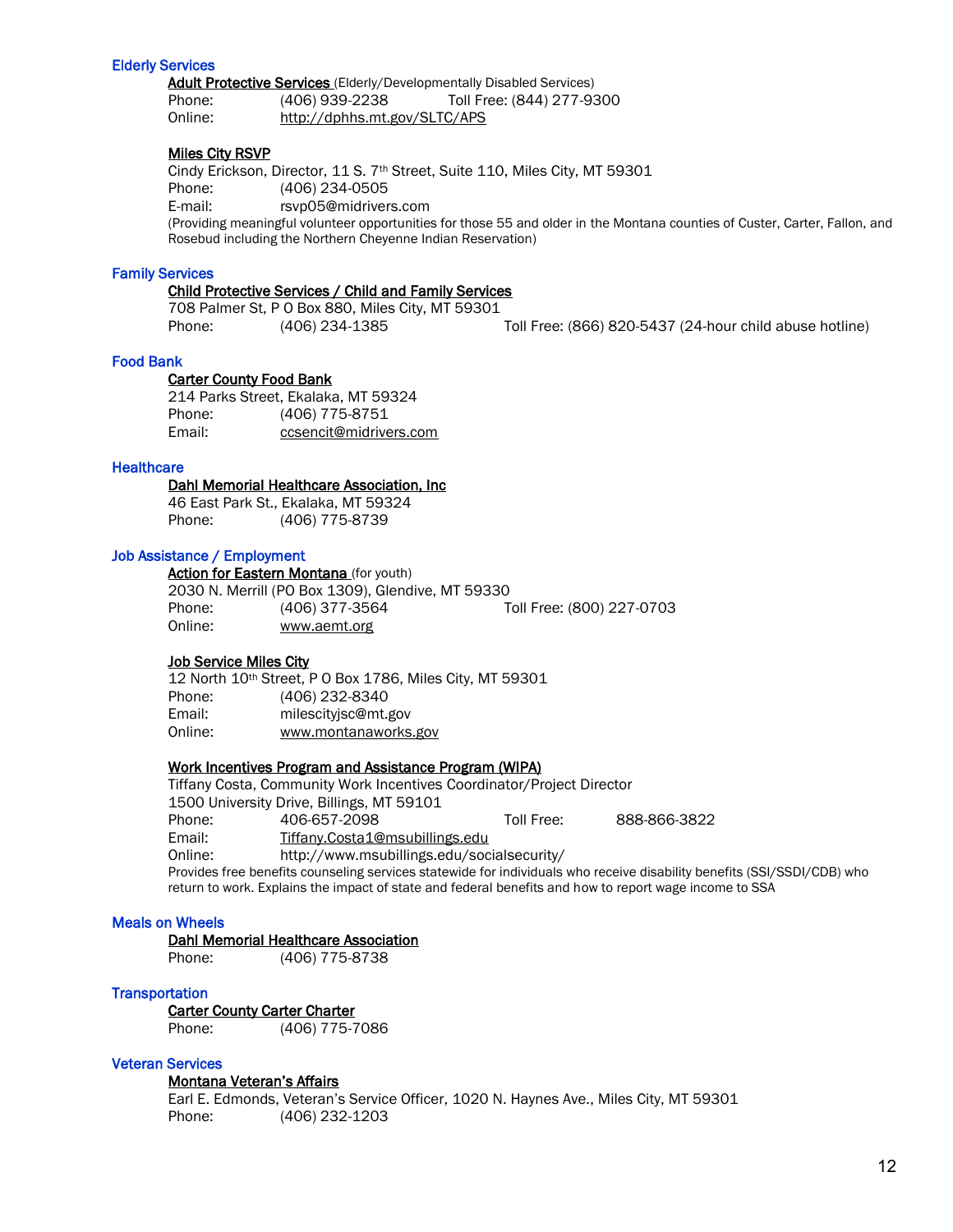## Elderly Services

**Adult Protective Services** (Elderly/Developmentally Disabled Services)
Phone: (406) 939-2238 Toll Free: (844) 277-9300
Online: http://dphhs.mt.gov/SLTC/APS

**Miles City RSVP**
Cindy Erickson, Director, 11 S. 7th Street, Suite 110, Miles City, MT 59301
Phone: (406) 234-0505
E-mail: rsvp05@midrivers.com
(Providing meaningful volunteer opportunities for those 55 and older in the Montana counties of Custer, Carter, Fallon, and Rosebud including the Northern Cheyenne Indian Reservation)

## Family Services

**Child Protective Services / Child and Family Services**
708 Palmer St, P O Box 880, Miles City, MT 59301
Phone: (406) 234-1385 Toll Free: (866) 820-5437 (24-hour child abuse hotline)

## Food Bank

**Carter County Food Bank**
214 Parks Street, Ekalaka, MT 59324
Phone: (406) 775-8751
Email: ccsencit@midrivers.com

## Healthcare

**Dahl Memorial Healthcare Association, Inc**
46 East Park St., Ekalaka, MT 59324
Phone: (406) 775-8739

## Job Assistance / Employment

**Action for Eastern Montana** (for youth)
2030 N. Merrill (PO Box 1309), Glendive, MT 59330
Phone: (406) 377-3564 Toll Free: (800) 227-0703
Online: www.aemt.org

**Job Service Miles City**
12 North 10th Street, P O Box 1786, Miles City, MT 59301
Phone: (406) 232-8340
Email: milescityjsc@mt.gov
Online: www.montanaworks.gov

**Work Incentives Program and Assistance Program (WIPA)**
Tiffany Costa, Community Work Incentives Coordinator/Project Director
1500 University Drive, Billings, MT 59101
Phone: 406-657-2098 Toll Free: 888-866-3822
Email: Tiffany.Costa1@msubillings.edu
Online: http://www.msubillings.edu/socialsecurity/
Provides free benefits counseling services statewide for individuals who receive disability benefits (SSI/SSDI/CDB) who return to work. Explains the impact of state and federal benefits and how to report wage income to SSA

## Meals on Wheels

**Dahl Memorial Healthcare Association**
Phone: (406) 775-8738

## Transportation

**Carter County Carter Charter**
Phone: (406) 775-7086

## Veteran Services

**Montana Veteran's Affairs**
Earl E. Edmonds, Veteran's Service Officer, 1020 N. Haynes Ave., Miles City, MT 59301
Phone: (406) 232-1203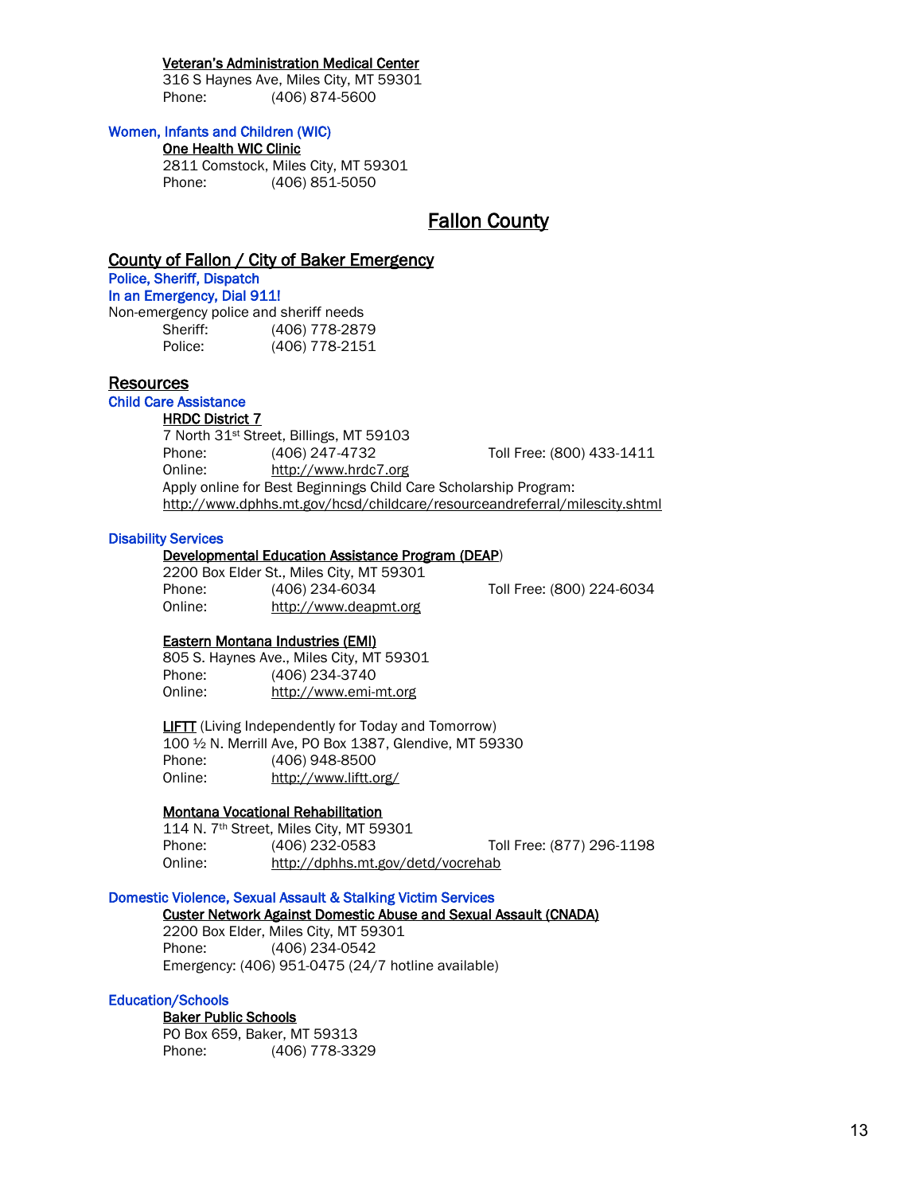**Veteran's Administration Medical Center**
316 S Haynes Ave, Miles City, MT 59301
Phone: (406) 874-5600

### Women, Infants and Children (WIC)

**One Health WIC Clinic**
2811 Comstock, Miles City, MT 59301
Phone: (406) 851-5050

# Fallon County

## County of Fallon / City of Baker Emergency

### Police, Sheriff, Dispatch

### In an Emergency, Dial 911!

Non-emergency police and sheriff needs
Sheriff: (406) 778-2879
Police: (406) 778-2151

## Resources

### Child Care Assistance

**HRDC District 7**
7 North 31st Street, Billings, MT 59103
Phone: (406) 247-4732 Toll Free: (800) 433-1411
Online: http://www.hrdc7.org
Apply online for Best Beginnings Child Care Scholarship Program:
http://www.dphhs.mt.gov/hcsd/childcare/resourceandreferral/milescity.shtml

### Disability Services

**Developmental Education Assistance Program (DEAP)**
2200 Box Elder St., Miles City, MT 59301
Phone: (406) 234-6034 Toll Free: (800) 224-6034
Online: http://www.deapmt.org

**Eastern Montana Industries (EMI)**
805 S. Haynes Ave., Miles City, MT 59301
Phone: (406) 234-3740
Online: http://www.emi-mt.org

**LIFTT** (Living Independently for Today and Tomorrow)
100 ½ N. Merrill Ave, PO Box 1387, Glendive, MT 59330
Phone: (406) 948-8500
Online: http://www.liftt.org/

**Montana Vocational Rehabilitation**
114 N. 7th Street, Miles City, MT 59301
Phone: (406) 232-0583 Toll Free: (877) 296-1198
Online: http://dphhs.mt.gov/detd/vocrehab

### Domestic Violence, Sexual Assault & Stalking Victim Services

**Custer Network Against Domestic Abuse and Sexual Assault (CNADA)**
2200 Box Elder, Miles City, MT 59301
Phone: (406) 234-0542
Emergency: (406) 951-0475 (24/7 hotline available)

### Education/Schools

**Baker Public Schools**
PO Box 659, Baker, MT 59313
Phone: (406) 778-3329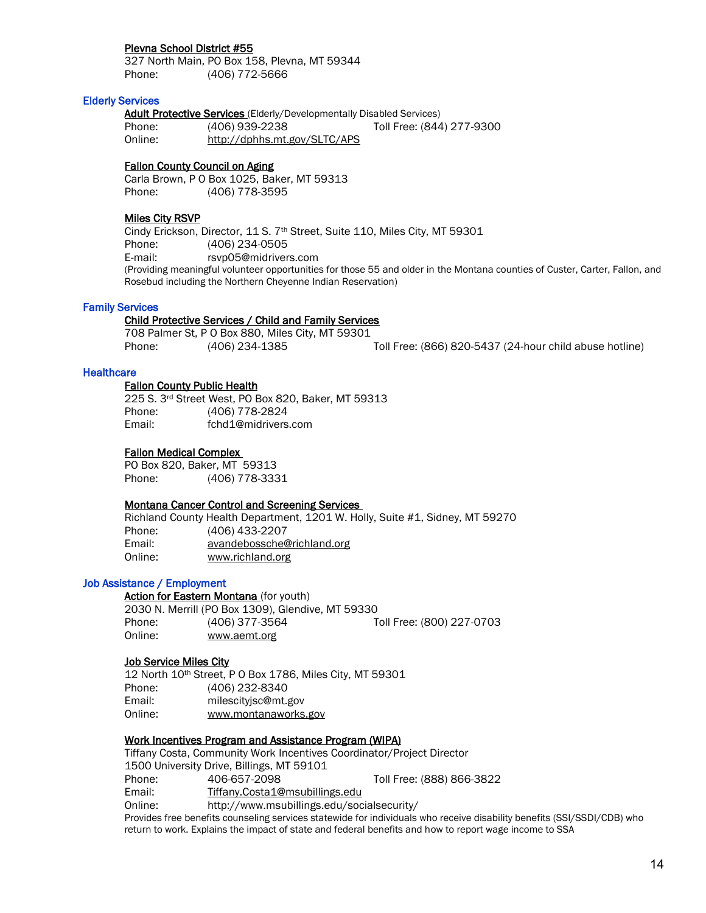**Plevna School District #55**
327 North Main, PO Box 158, Plevna, MT 59344
Phone: (406) 772-5666

## Elderly Services

**Adult Protective Services** (Elderly/Developmentally Disabled Services)
Phone: (406) 939-2238 Toll Free: (844) 277-9300
Online: http://dphhs.mt.gov/SLTC/APS

**Fallon County Council on Aging**
Carla Brown, P O Box 1025, Baker, MT 59313
Phone: (406) 778-3595

**Miles City RSVP**
Cindy Erickson, Director, 11 S. 7th Street, Suite 110, Miles City, MT 59301
Phone: (406) 234-0505
E-mail: rsvp05@midrivers.com
(Providing meaningful volunteer opportunities for those 55 and older in the Montana counties of Custer, Carter, Fallon, and Rosebud including the Northern Cheyenne Indian Reservation)

## Family Services

**Child Protective Services / Child and Family Services**
708 Palmer St, P O Box 880, Miles City, MT 59301
Phone: (406) 234-1385 Toll Free: (866) 820-5437 (24-hour child abuse hotline)

## Healthcare

**Fallon County Public Health**
225 S. 3rd Street West, PO Box 820, Baker, MT 59313
Phone: (406) 778-2824
Email: fchd1@midrivers.com

**Fallon Medical Complex**
PO Box 820, Baker, MT 59313
Phone: (406) 778-3331

**Montana Cancer Control and Screening Services**
Richland County Health Department, 1201 W. Holly, Suite #1, Sidney, MT 59270
Phone: (406) 433-2207
Email: avandebossche@richland.org
Online: www.richland.org

## Job Assistance / Employment

**Action for Eastern Montana** (for youth)
2030 N. Merrill (PO Box 1309), Glendive, MT 59330
Phone: (406) 377-3564 Toll Free: (800) 227-0703
Online: www.aemt.org

**Job Service Miles City**
12 North 10th Street, P O Box 1786, Miles City, MT 59301
Phone: (406) 232-8340
Email: milescityjsc@mt.gov
Online: www.montanaworks.gov

**Work Incentives Program and Assistance Program (WIPA)**
Tiffany Costa, Community Work Incentives Coordinator/Project Director
1500 University Drive, Billings, MT 59101
Phone: 406-657-2098 Toll Free: (888) 866-3822
Email: Tiffany.Costa1@msubillings.edu
Online: http://www.msubillings.edu/socialsecurity/
Provides free benefits counseling services statewide for individuals who receive disability benefits (SSI/SSDI/CDB) who return to work. Explains the impact of state and federal benefits and how to report wage income to SSA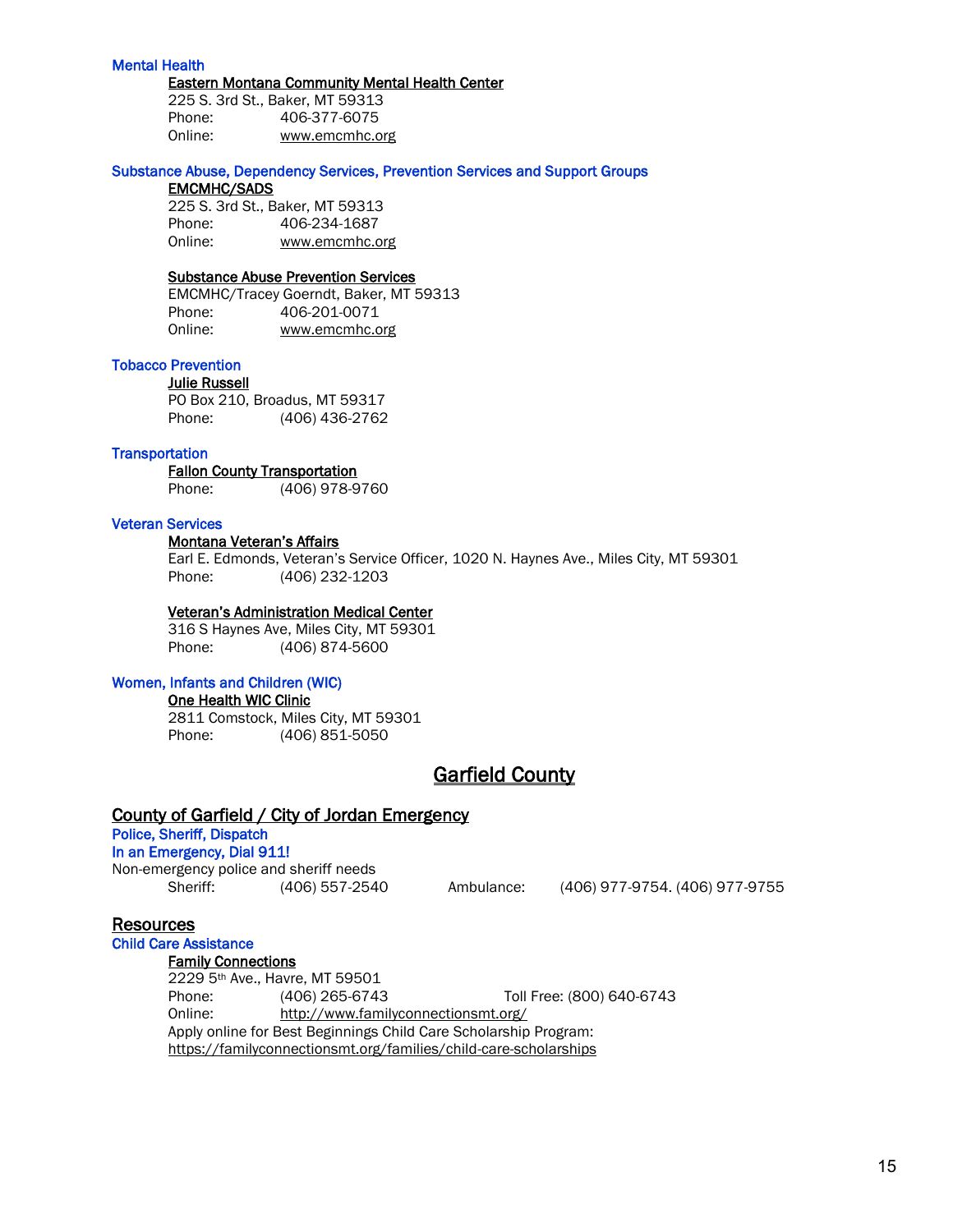### Mental Health

**Eastern Montana Community Mental Health Center**
225 S. 3rd St., Baker, MT 59313
Phone: 406-377-6075
Online: www.emcmhc.org

### Substance Abuse, Dependency Services, Prevention Services and Support Groups

**EMCMHC/SADS**
225 S. 3rd St., Baker, MT 59313
Phone: 406-234-1687
Online: www.emcmhc.org

**Substance Abuse Prevention Services**
EMCMHC/Tracey Goerndt, Baker, MT 59313
Phone: 406-201-0071
Online: www.emcmhc.org

### Tobacco Prevention

**Julie Russell**
PO Box 210, Broadus, MT 59317
Phone: (406) 436-2762

### Transportation

**Fallon County Transportation**
Phone: (406) 978-9760

### Veteran Services

**Montana Veteran's Affairs**
Earl E. Edmonds, Veteran's Service Officer, 1020 N. Haynes Ave., Miles City, MT 59301
Phone: (406) 232-1203

**Veteran's Administration Medical Center**
316 S Haynes Ave, Miles City, MT 59301
Phone: (406) 874-5600

### Women, Infants and Children (WIC)

**One Health WIC Clinic**
2811 Comstock, Miles City, MT 59301
Phone: (406) 851-5050

# Garfield County

## County of Garfield / City of Jordan Emergency

### Police, Sheriff, Dispatch

### In an Emergency, Dial 911!

Non-emergency police and sheriff needs
Sheriff: (406) 557-2540 Ambulance: (406) 977-9754. (406) 977-9755

## Resources

### Child Care Assistance

**Family Connections**
2229 5th Ave., Havre, MT 59501
Phone: (406) 265-6743 Toll Free: (800) 640-6743
Online: http://www.familyconnectionsmt.org/
Apply online for Best Beginnings Child Care Scholarship Program:
https://familyconnectionsmt.org/families/child-care-scholarships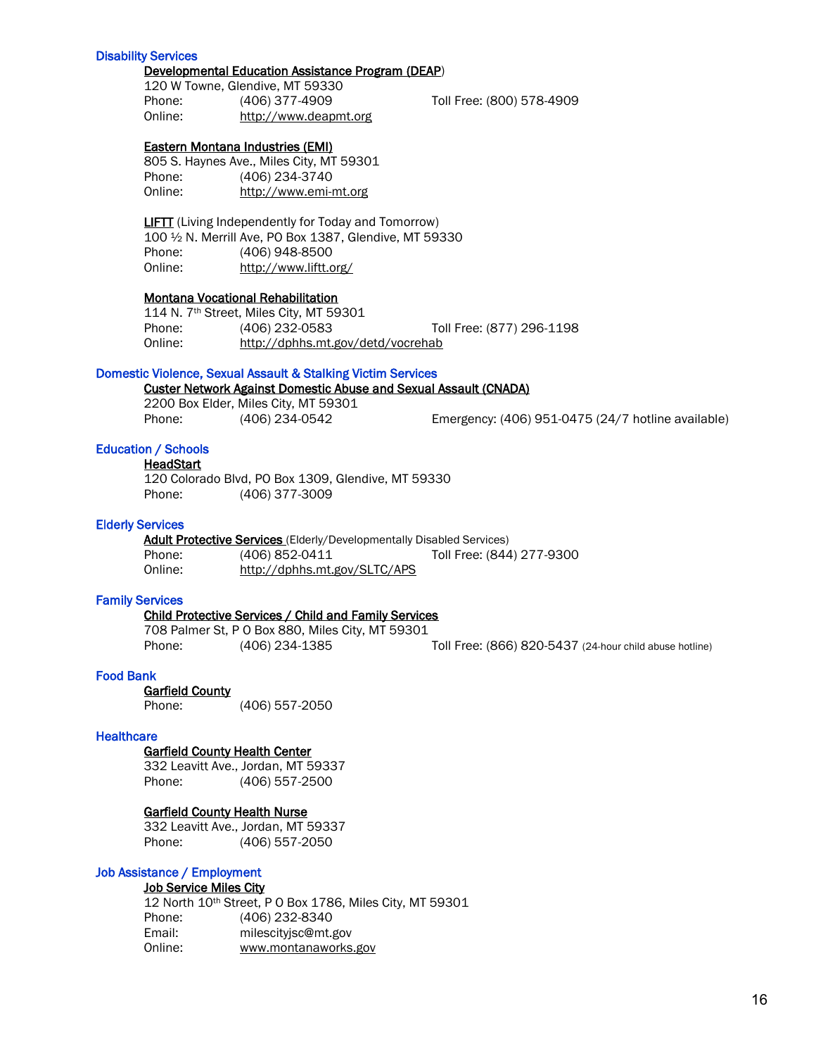## Disability Services

**Developmental Education Assistance Program (DEAP)**
120 W Towne, Glendive, MT 59330
Phone: (406) 377-4909 Toll Free: (800) 578-4909
Online: http://www.deapmt.org

**Eastern Montana Industries (EMI)**
805 S. Haynes Ave., Miles City, MT 59301
Phone: (406) 234-3740
Online: http://www.emi-mt.org

**LIFTT** (Living Independently for Today and Tomorrow)
100 ½ N. Merrill Ave, PO Box 1387, Glendive, MT 59330
Phone: (406) 948-8500
Online: http://www.liftt.org/

**Montana Vocational Rehabilitation**
114 N. 7th Street, Miles City, MT 59301
Phone: (406) 232-0583 Toll Free: (877) 296-1198
Online: http://dphhs.mt.gov/detd/vocrehab

## Domestic Violence, Sexual Assault & Stalking Victim Services

**Custer Network Against Domestic Abuse and Sexual Assault (CNADA)**
2200 Box Elder, Miles City, MT 59301
Phone: (406) 234-0542 Emergency: (406) 951-0475 (24/7 hotline available)

## Education / Schools

**HeadStart**
120 Colorado Blvd, PO Box 1309, Glendive, MT 59330
Phone: (406) 377-3009

## Elderly Services

**Adult Protective Services** (Elderly/Developmentally Disabled Services)
Phone: (406) 852-0411 Toll Free: (844) 277-9300
Online: http://dphhs.mt.gov/SLTC/APS

## Family Services

**Child Protective Services / Child and Family Services**
708 Palmer St, P O Box 880, Miles City, MT 59301
Phone: (406) 234-1385 Toll Free: (866) 820-5437 (24-hour child abuse hotline)

## Food Bank

**Garfield County**
Phone: (406) 557-2050

## Healthcare

**Garfield County Health Center**
332 Leavitt Ave., Jordan, MT 59337
Phone: (406) 557-2500

**Garfield County Health Nurse**
332 Leavitt Ave., Jordan, MT 59337
Phone: (406) 557-2050

## Job Assistance / Employment

**Job Service Miles City**
12 North 10th Street, P O Box 1786, Miles City, MT 59301
Phone: (406) 232-8340
Email: milescityjsc@mt.gov
Online: www.montanaworks.gov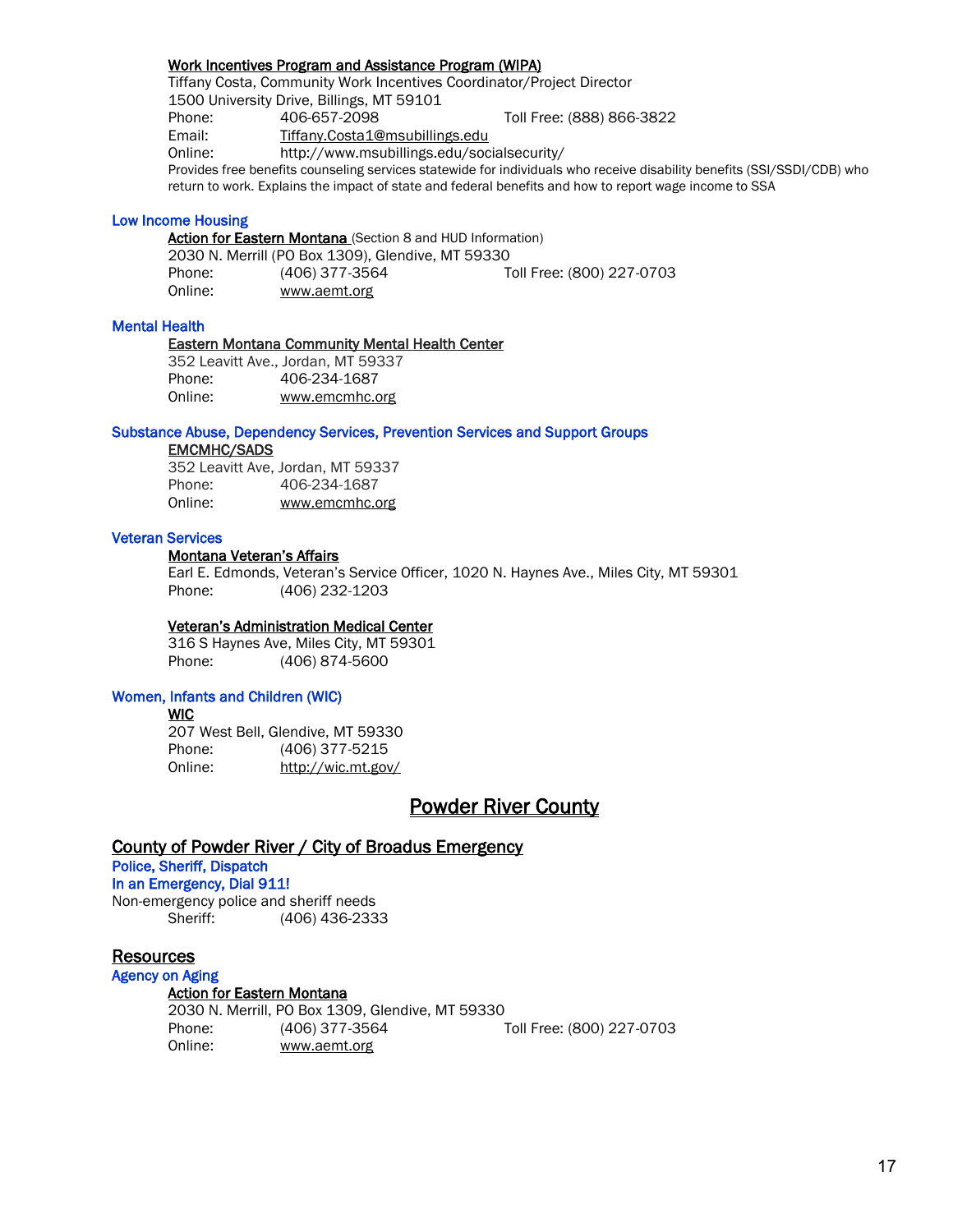**Work Incentives Program and Assistance Program (WIPA)**
Tiffany Costa, Community Work Incentives Coordinator/Project Director
1500 University Drive, Billings, MT 59101
Phone: 406-657-2098 Toll Free: (888) 866-3822
Email: Tiffany.Costa1@msubillings.edu
Online: http://www.msubillings.edu/socialsecurity/
Provides free benefits counseling services statewide for individuals who receive disability benefits (SSI/SSDI/CDB) who return to work. Explains the impact of state and federal benefits and how to report wage income to SSA

### Low Income Housing

**Action for Eastern Montana** (Section 8 and HUD Information)
2030 N. Merrill (PO Box 1309), Glendive, MT 59330
Phone: (406) 377-3564 Toll Free: (800) 227-0703
Online: www.aemt.org

### Mental Health

**Eastern Montana Community Mental Health Center**
352 Leavitt Ave., Jordan, MT 59337
Phone: 406-234-1687
Online: www.emcmhc.org

### Substance Abuse, Dependency Services, Prevention Services and Support Groups

**EMCMHC/SADS**
352 Leavitt Ave, Jordan, MT 59337
Phone: 406-234-1687
Online: www.emcmhc.org

### Veteran Services

**Montana Veteran's Affairs**
Earl E. Edmonds, Veteran's Service Officer, 1020 N. Haynes Ave., Miles City, MT 59301
Phone: (406) 232-1203

**Veteran's Administration Medical Center**
316 S Haynes Ave, Miles City, MT 59301
Phone: (406) 874-5600

### Women, Infants and Children (WIC)

**WIC**
207 West Bell, Glendive, MT 59330
Phone: (406) 377-5215
Online: http://wic.mt.gov/

# Powder River County

## County of Powder River / City of Broadus Emergency

### Police, Sheriff, Dispatch

### In an Emergency, Dial 911!

Non-emergency police and sheriff needs
Sheriff: (406) 436-2333

## Resources

### Agency on Aging

**Action for Eastern Montana**
2030 N. Merrill, PO Box 1309, Glendive, MT 59330
Phone: (406) 377-3564 Toll Free: (800) 227-0703
Online: www.aemt.org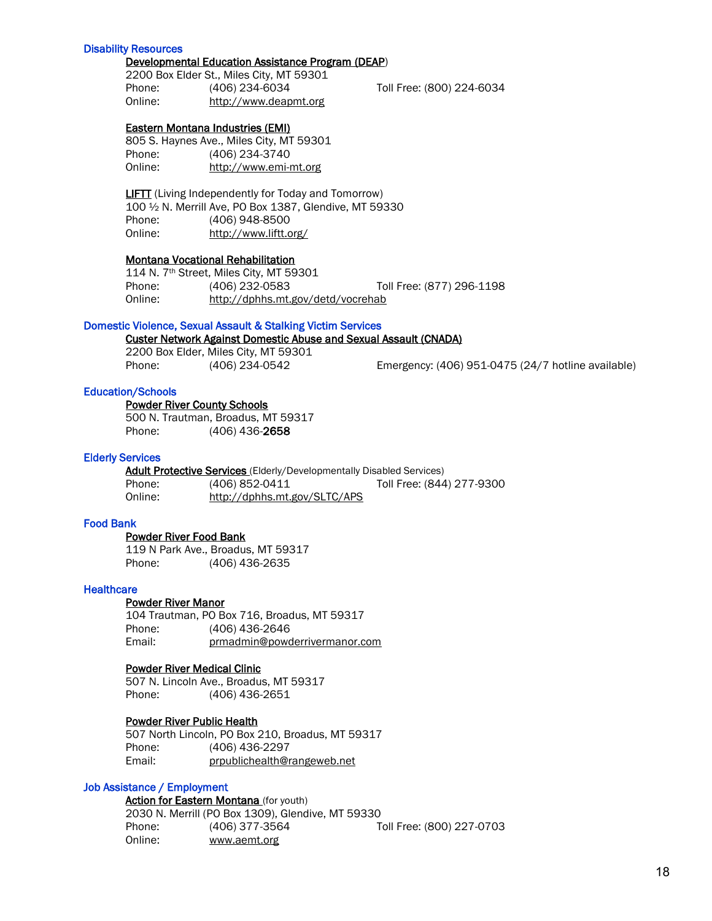## Disability Resources

**Developmental Education Assistance Program (DEAP)**
2200 Box Elder St., Miles City, MT 59301
Phone: (406) 234-6034 Toll Free: (800) 224-6034
Online: http://www.deapmt.org

**Eastern Montana Industries (EMI)**
805 S. Haynes Ave., Miles City, MT 59301
Phone: (406) 234-3740
Online: http://www.emi-mt.org

**LIFTT** (Living Independently for Today and Tomorrow)
100 ½ N. Merrill Ave, PO Box 1387, Glendive, MT 59330
Phone: (406) 948-8500
Online: http://www.liftt.org/

**Montana Vocational Rehabilitation**
114 N. 7th Street, Miles City, MT 59301
Phone: (406) 232-0583 Toll Free: (877) 296-1198
Online: http://dphhs.mt.gov/detd/vocrehab

## Domestic Violence, Sexual Assault & Stalking Victim Services

**Custer Network Against Domestic Abuse and Sexual Assault (CNADA)**
2200 Box Elder, Miles City, MT 59301
Phone: (406) 234-0542 Emergency: (406) 951-0475 (24/7 hotline available)

## Education/Schools

**Powder River County Schools**
500 N. Trautman, Broadus, MT 59317
Phone: (406) 436-2658

## Elderly Services

**Adult Protective Services** (Elderly/Developmentally Disabled Services)
Phone: (406) 852-0411 Toll Free: (844) 277-9300
Online: http://dphhs.mt.gov/SLTC/APS

## Food Bank

**Powder River Food Bank**
119 N Park Ave., Broadus, MT 59317
Phone: (406) 436-2635

## Healthcare

**Powder River Manor**
104 Trautman, PO Box 716, Broadus, MT 59317
Phone: (406) 436-2646
Email: prmadmin@powderrivermanor.com

**Powder River Medical Clinic**
507 N. Lincoln Ave., Broadus, MT 59317
Phone: (406) 436-2651

**Powder River Public Health**
507 North Lincoln, PO Box 210, Broadus, MT 59317
Phone: (406) 436-2297
Email: prpublichealth@rangeweb.net

## Job Assistance / Employment

**Action for Eastern Montana** (for youth)
2030 N. Merrill (PO Box 1309), Glendive, MT 59330
Phone: (406) 377-3564 Toll Free: (800) 227-0703
Online: www.aemt.org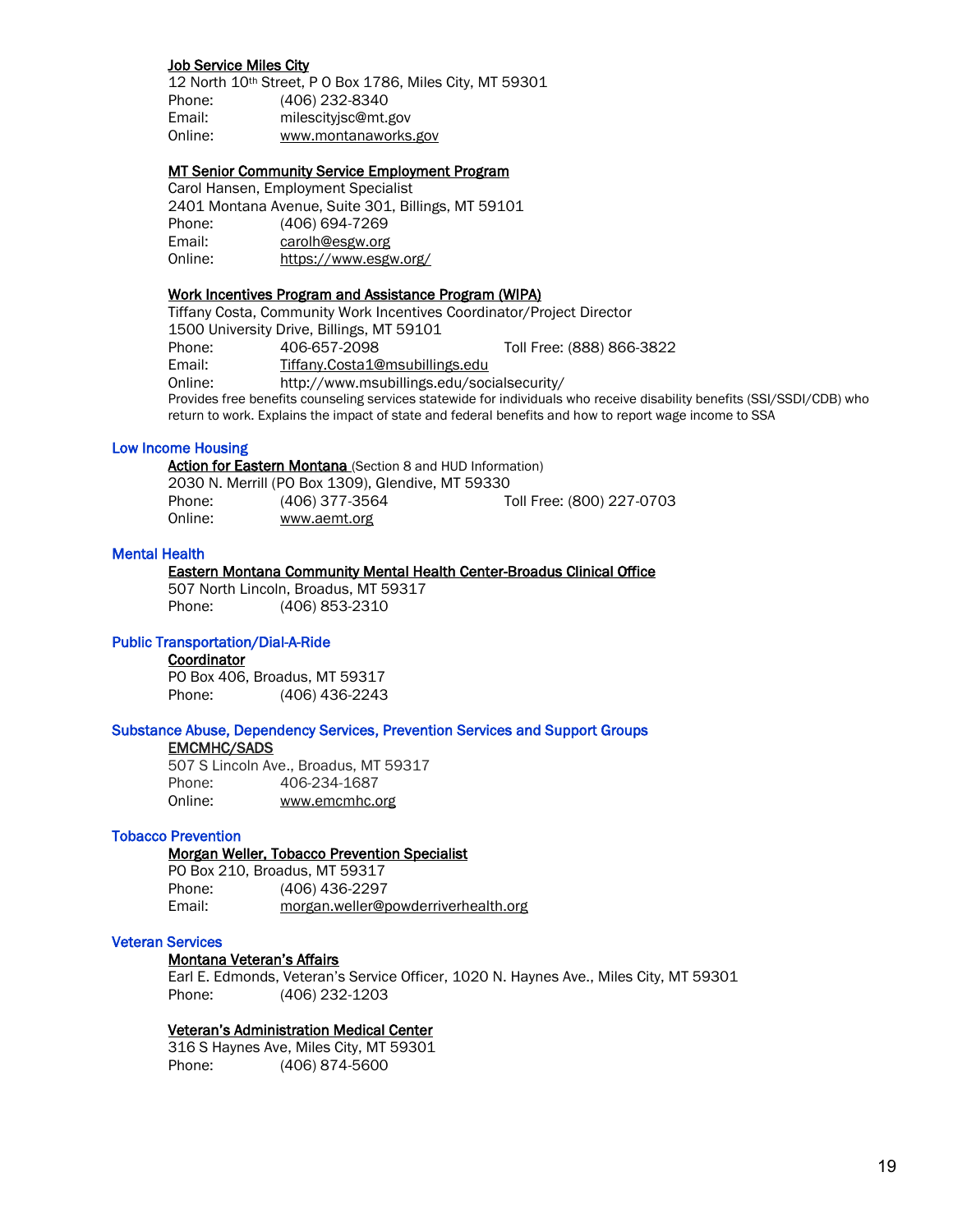**Job Service Miles City**
12 North 10th Street, P O Box 1786, Miles City, MT 59301
Phone: (406) 232-8340
Email: milescityjsc@mt.gov
Online: www.montanaworks.gov

**MT Senior Community Service Employment Program**
Carol Hansen, Employment Specialist
2401 Montana Avenue, Suite 301, Billings, MT 59101
Phone: (406) 694-7269
Email: carolh@esgw.org
Online: https://www.esgw.org/

**Work Incentives Program and Assistance Program (WIPA)**
Tiffany Costa, Community Work Incentives Coordinator/Project Director
1500 University Drive, Billings, MT 59101
Phone: 406-657-2098 Toll Free: (888) 866-3822
Email: Tiffany.Costa1@msubillings.edu
Online: http://www.msubillings.edu/socialsecurity/
Provides free benefits counseling services statewide for individuals who receive disability benefits (SSI/SSDI/CDB) who return to work. Explains the impact of state and federal benefits and how to report wage income to SSA

## Low Income Housing

**Action for Eastern Montana** (Section 8 and HUD Information)
2030 N. Merrill (PO Box 1309), Glendive, MT 59330
Phone: (406) 377-3564 Toll Free: (800) 227-0703
Online: www.aemt.org

## Mental Health

**Eastern Montana Community Mental Health Center-Broadus Clinical Office**
507 North Lincoln, Broadus, MT 59317
Phone: (406) 853-2310

## Public Transportation/Dial-A-Ride

**Coordinator**
PO Box 406, Broadus, MT 59317
Phone: (406) 436-2243

## Substance Abuse, Dependency Services, Prevention Services and Support Groups

**EMCMHC/SADS**
507 S Lincoln Ave., Broadus, MT 59317
Phone: 406-234-1687
Online: www.emcmhc.org

## Tobacco Prevention

**Morgan Weller, Tobacco Prevention Specialist**
PO Box 210, Broadus, MT 59317
Phone: (406) 436-2297
Email: morgan.weller@powderriverhealth.org

## Veteran Services

**Montana Veteran's Affairs**
Earl E. Edmonds, Veteran's Service Officer, 1020 N. Haynes Ave., Miles City, MT 59301
Phone: (406) 232-1203

**Veteran's Administration Medical Center**
316 S Haynes Ave, Miles City, MT 59301
Phone: (406) 874-5600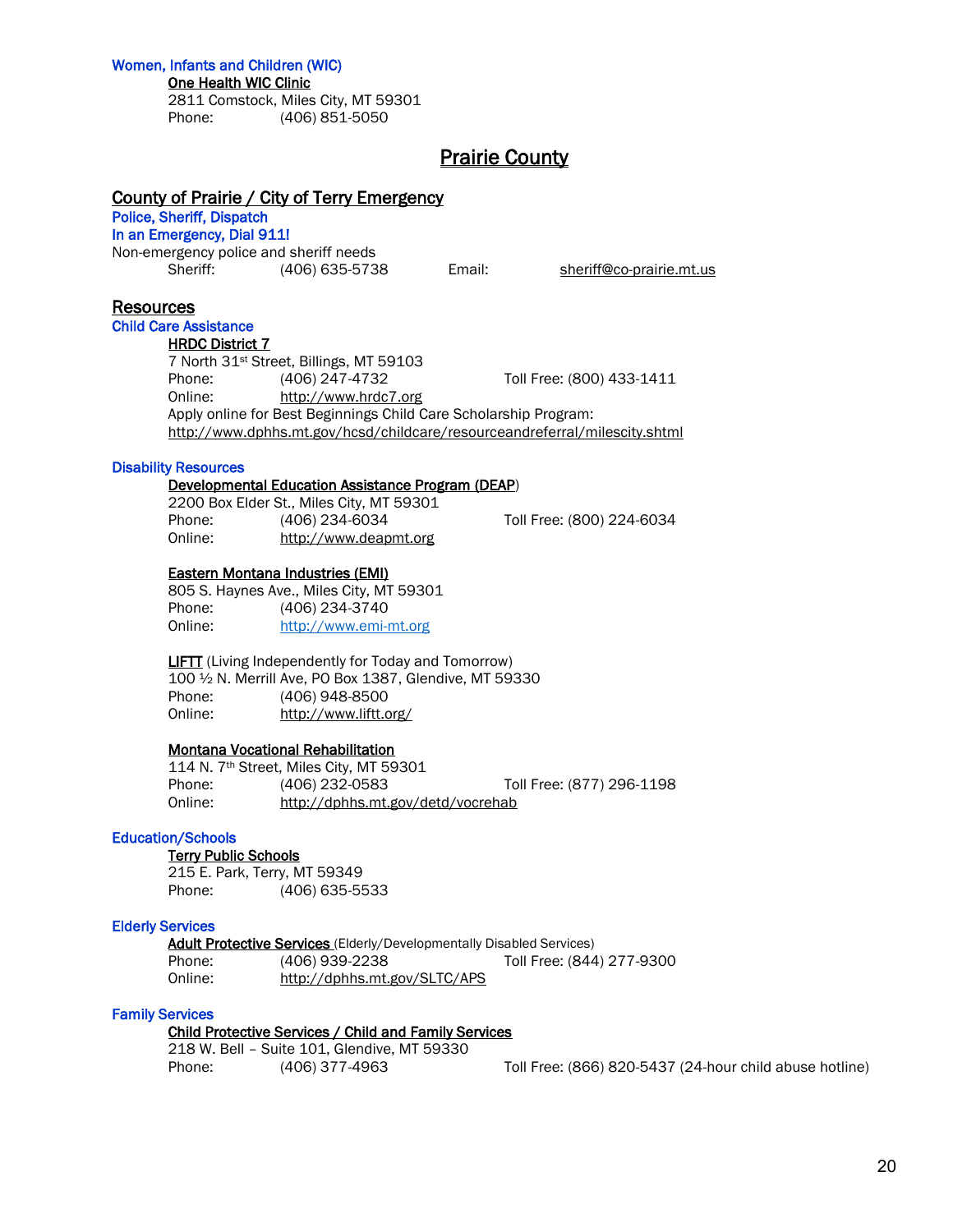### Women, Infants and Children (WIC)

**One Health WIC Clinic**
2811 Comstock, Miles City, MT 59301
Phone: (406) 851-5050

# Prairie County

## County of Prairie / City of Terry Emergency

### Police, Sheriff, Dispatch

### In an Emergency, Dial 911!

Non-emergency police and sheriff needs
Sheriff: (406) 635-5738 Email: sheriff@co-prairie.mt.us

## Resources

### Child Care Assistance

**HRDC District 7**
7 North 31st Street, Billings, MT 59103
Phone: (406) 247-4732 Toll Free: (800) 433-1411
Online: http://www.hrdc7.org
Apply online for Best Beginnings Child Care Scholarship Program:
http://www.dphhs.mt.gov/hcsd/childcare/resourceandreferral/milescity.shtml

### Disability Resources

**Developmental Education Assistance Program (DEAP)**
2200 Box Elder St., Miles City, MT 59301
Phone: (406) 234-6034 Toll Free: (800) 224-6034
Online: http://www.deapmt.org

**Eastern Montana Industries (EMI)**
805 S. Haynes Ave., Miles City, MT 59301
Phone: (406) 234-3740
Online: http://www.emi-mt.org

**LIFTT** (Living Independently for Today and Tomorrow)
100 ½ N. Merrill Ave, PO Box 1387, Glendive, MT 59330
Phone: (406) 948-8500
Online: http://www.liftt.org/

**Montana Vocational Rehabilitation**
114 N. 7th Street, Miles City, MT 59301
Phone: (406) 232-0583 Toll Free: (877) 296-1198
Online: http://dphhs.mt.gov/detd/vocrehab

### Education/Schools

**Terry Public Schools**
215 E. Park, Terry, MT 59349
Phone: (406) 635-5533

### Elderly Services

**Adult Protective Services** (Elderly/Developmentally Disabled Services)
Phone: (406) 939-2238 Toll Free: (844) 277-9300
Online: http://dphhs.mt.gov/SLTC/APS

### Family Services

**Child Protective Services / Child and Family Services**
218 W. Bell – Suite 101, Glendive, MT 59330
Phone: (406) 377-4963 Toll Free: (866) 820-5437 (24-hour child abuse hotline)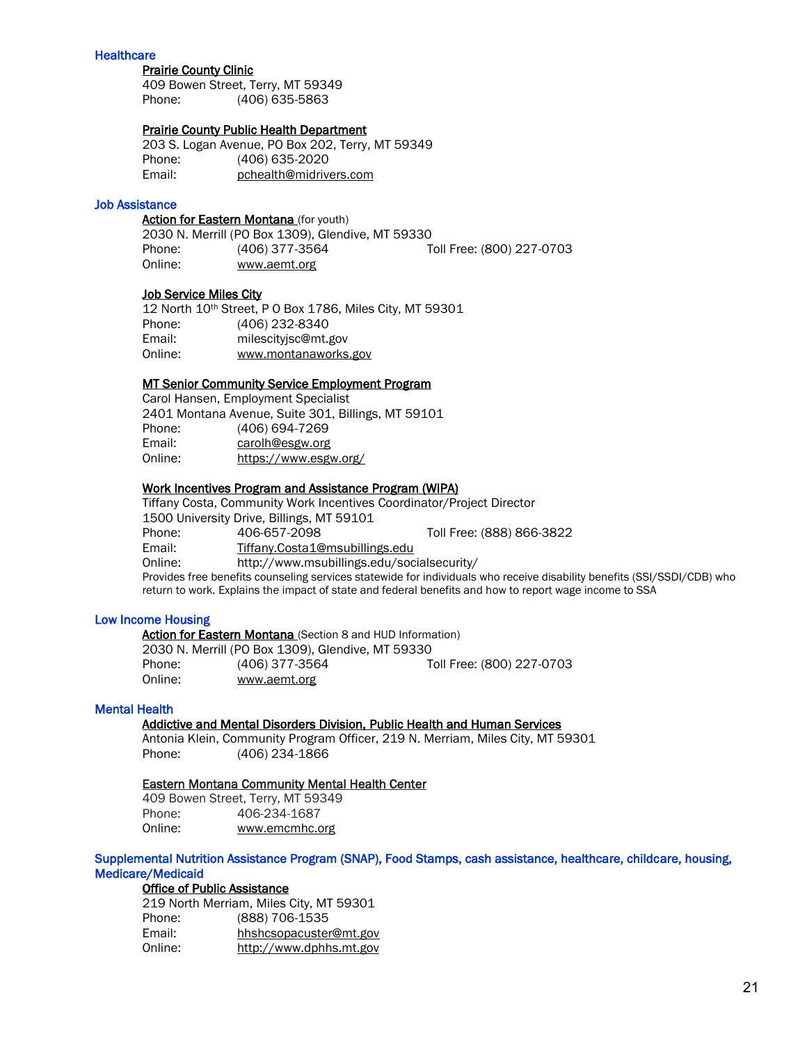## Healthcare

**Prairie County Clinic**
409 Bowen Street, Terry, MT 59349
Phone: (406) 635-5863

**Prairie County Public Health Department**
203 S. Logan Avenue, PO Box 202, Terry, MT 59349
Phone: (406) 635-2020
Email: pchealth@midrivers.com

## Job Assistance

**Action for Eastern Montana** (for youth)
2030 N. Merrill (PO Box 1309), Glendive, MT 59330
Phone: (406) 377-3564 Toll Free: (800) 227-0703
Online: www.aemt.org

**Job Service Miles City**
12 North 10th Street, P O Box 1786, Miles City, MT 59301
Phone: (406) 232-8340
Email: milescityjsc@mt.gov
Online: www.montanaworks.gov

**MT Senior Community Service Employment Program**
Carol Hansen, Employment Specialist
2401 Montana Avenue, Suite 301, Billings, MT 59101
Phone: (406) 694-7269
Email: carolh@esgw.org
Online: https://www.esgw.org/

**Work Incentives Program and Assistance Program (WIPA)**
Tiffany Costa, Community Work Incentives Coordinator/Project Director
1500 University Drive, Billings, MT 59101
Phone: 406-657-2098 Toll Free: (888) 866-3822
Email: Tiffany.Costa1@msubillings.edu
Online: http://www.msubillings.edu/socialsecurity/
Provides free benefits counseling services statewide for individuals who receive disability benefits (SSI/SSDI/CDB) who return to work. Explains the impact of state and federal benefits and how to report wage income to SSA

## Low Income Housing

**Action for Eastern Montana** (Section 8 and HUD Information)
2030 N. Merrill (PO Box 1309), Glendive, MT 59330
Phone: (406) 377-3564 Toll Free: (800) 227-0703
Online: www.aemt.org

## Mental Health

**Addictive and Mental Disorders Division, Public Health and Human Services**
Antonia Klein, Community Program Officer, 219 N. Merriam, Miles City, MT 59301
Phone: (406) 234-1866

**Eastern Montana Community Mental Health Center**
409 Bowen Street, Terry, MT 59349
Phone: 406-234-1687
Online: www.emcmhc.org

## Supplemental Nutrition Assistance Program (SNAP), Food Stamps, cash assistance, healthcare, childcare, housing, Medicare/Medicaid

**Office of Public Assistance**
219 North Merriam, Miles City, MT 59301
Phone: (888) 706-1535
Email: hhshcsopacuster@mt.gov
Online: http://www.dphhs.mt.gov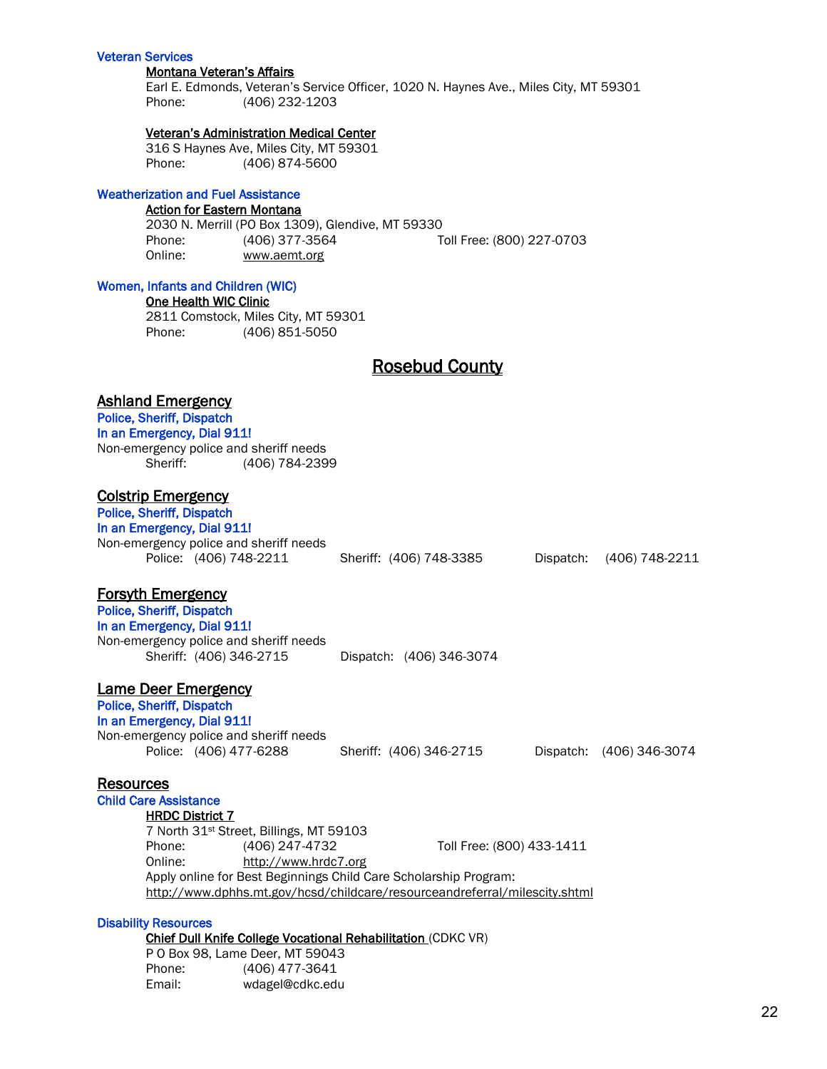### Veteran Services

**Montana Veteran's Affairs**
Earl E. Edmonds, Veteran's Service Officer, 1020 N. Haynes Ave., Miles City, MT 59301
Phone: (406) 232-1203

**Veteran's Administration Medical Center**
316 S Haynes Ave, Miles City, MT 59301
Phone: (406) 874-5600

### Weatherization and Fuel Assistance

**Action for Eastern Montana**
2030 N. Merrill (PO Box 1309), Glendive, MT 59330
Phone: (406) 377-3564 Toll Free: (800) 227-0703
Online: www.aemt.org

### Women, Infants and Children (WIC)

**One Health WIC Clinic**
2811 Comstock, Miles City, MT 59301
Phone: (406) 851-5050

# Rosebud County

## Ashland Emergency

**Police, Sheriff, Dispatch**
**In an Emergency, Dial 911!**
Non-emergency police and sheriff needs
Sheriff: (406) 784-2399

## Colstrip Emergency

**Police, Sheriff, Dispatch**
**In an Emergency, Dial 911!**
Non-emergency police and sheriff needs
Police: (406) 748-2211 Sheriff: (406) 748-3385 Dispatch: (406) 748-2211

## Forsyth Emergency

**Police, Sheriff, Dispatch**
**In an Emergency, Dial 911!**
Non-emergency police and sheriff needs
Sheriff: (406) 346-2715 Dispatch: (406) 346-3074

## Lame Deer Emergency

**Police, Sheriff, Dispatch**
**In an Emergency, Dial 911!**
Non-emergency police and sheriff needs
Police: (406) 477-6288 Sheriff: (406) 346-2715 Dispatch: (406) 346-3074

## Resources

### Child Care Assistance

**HRDC District 7**
7 North 31st Street, Billings, MT 59103
Phone: (406) 247-4732 Toll Free: (800) 433-1411
Online: http://www.hrdc7.org
Apply online for Best Beginnings Child Care Scholarship Program:
http://www.dphhs.mt.gov/hcsd/childcare/resourceandreferral/milescity.shtml

### Disability Resources

**Chief Dull Knife College Vocational Rehabilitation** (CDKC VR)
P O Box 98, Lame Deer, MT 59043
Phone: (406) 477-3641
Email: wdagel@cdkc.edu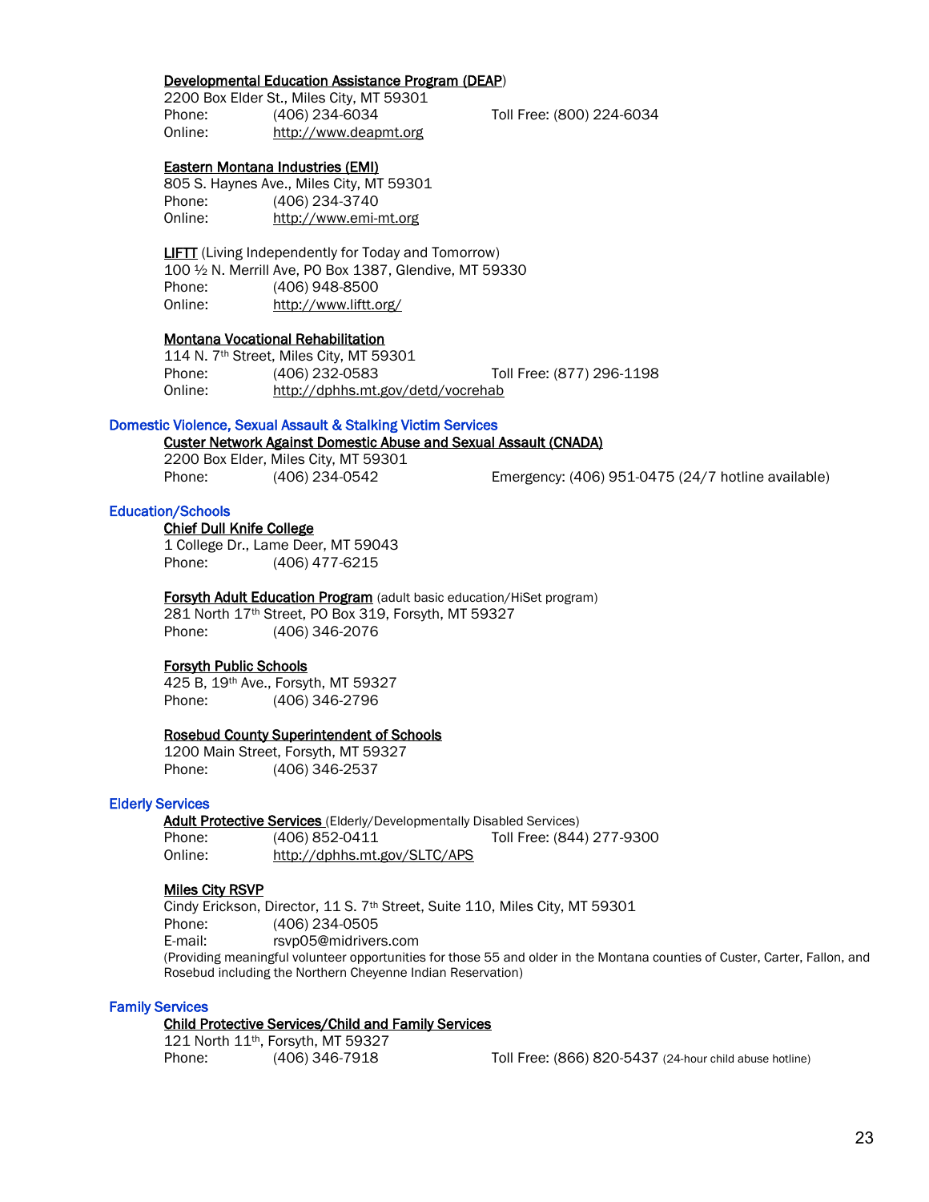**Developmental Education Assistance Program (DEAP)**
2200 Box Elder St., Miles City, MT 59301
Phone: (406) 234-6034 Toll Free: (800) 224-6034
Online: http://www.deapmt.org

**Eastern Montana Industries (EMI)**
805 S. Haynes Ave., Miles City, MT 59301
Phone: (406) 234-3740
Online: http://www.emi-mt.org

**LIFTT** (Living Independently for Today and Tomorrow)
100 ½ N. Merrill Ave, PO Box 1387, Glendive, MT 59330
Phone: (406) 948-8500
Online: http://www.liftt.org/

**Montana Vocational Rehabilitation**
114 N. 7th Street, Miles City, MT 59301
Phone: (406) 232-0583 Toll Free: (877) 296-1198
Online: http://dphhs.mt.gov/detd/vocrehab

## Domestic Violence, Sexual Assault & Stalking Victim Services

**Custer Network Against Domestic Abuse and Sexual Assault (CNADA)**
2200 Box Elder, Miles City, MT 59301
Phone: (406) 234-0542 Emergency: (406) 951-0475 (24/7 hotline available)

## Education/Schools

**Chief Dull Knife College**
1 College Dr., Lame Deer, MT 59043
Phone: (406) 477-6215

**Forsyth Adult Education Program** (adult basic education/HiSet program)
281 North 17th Street, PO Box 319, Forsyth, MT 59327
Phone: (406) 346-2076

**Forsyth Public Schools**
425 B, 19th Ave., Forsyth, MT 59327
Phone: (406) 346-2796

**Rosebud County Superintendent of Schools**
1200 Main Street, Forsyth, MT 59327
Phone: (406) 346-2537

## Elderly Services

**Adult Protective Services** (Elderly/Developmentally Disabled Services)
Phone: (406) 852-0411 Toll Free: (844) 277-9300
Online: http://dphhs.mt.gov/SLTC/APS

**Miles City RSVP**
Cindy Erickson, Director, 11 S. 7th Street, Suite 110, Miles City, MT 59301
Phone: (406) 234-0505
E-mail: rsvp05@midrivers.com
(Providing meaningful volunteer opportunities for those 55 and older in the Montana counties of Custer, Carter, Fallon, and Rosebud including the Northern Cheyenne Indian Reservation)

## Family Services

**Child Protective Services/Child and Family Services**
121 North 11th, Forsyth, MT 59327
Phone: (406) 346-7918 Toll Free: (866) 820-5437 (24-hour child abuse hotline)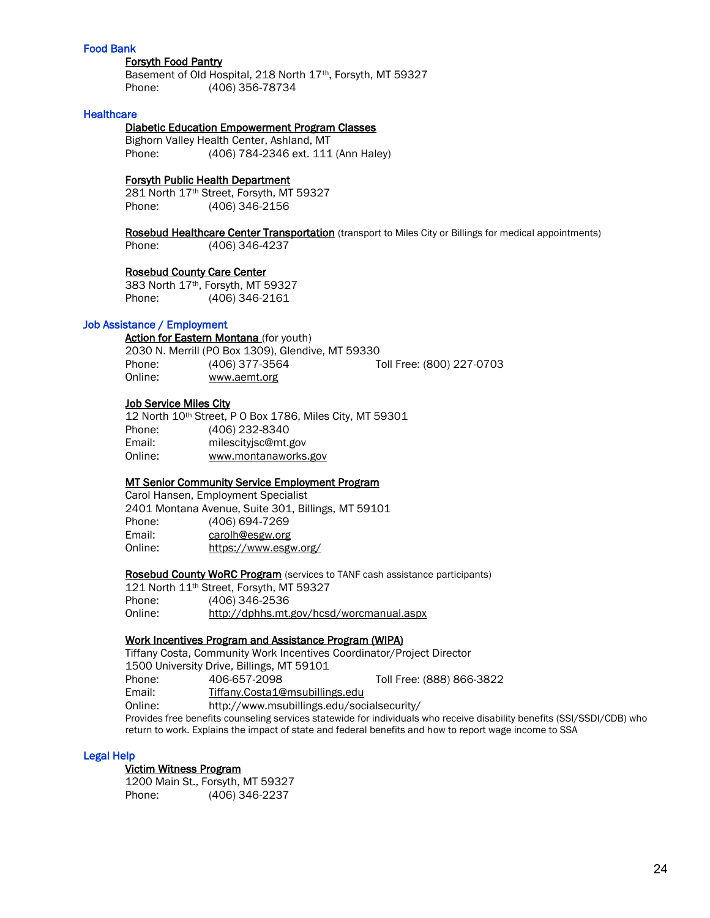## Food Bank

**Forsyth Food Pantry**
Basement of Old Hospital, 218 North 17th, Forsyth, MT 59327
Phone: (406) 356-78734

## Healthcare

**Diabetic Education Empowerment Program Classes**
Bighorn Valley Health Center, Ashland, MT
Phone: (406) 784-2346 ext. 111 (Ann Haley)

**Forsyth Public Health Department**
281 North 17th Street, Forsyth, MT 59327
Phone: (406) 346-2156

**Rosebud Healthcare Center Transportation** (transport to Miles City or Billings for medical appointments)
Phone: (406) 346-4237

**Rosebud County Care Center**
383 North 17th, Forsyth, MT 59327
Phone: (406) 346-2161

## Job Assistance / Employment

**Action for Eastern Montana** (for youth)
2030 N. Merrill (PO Box 1309), Glendive, MT 59330
Phone: (406) 377-3564 Toll Free: (800) 227-0703
Online: www.aemt.org

**Job Service Miles City**
12 North 10th Street, P O Box 1786, Miles City, MT 59301
Phone: (406) 232-8340
Email: milescityjsc@mt.gov
Online: www.montanaworks.gov

**MT Senior Community Service Employment Program**
Carol Hansen, Employment Specialist
2401 Montana Avenue, Suite 301, Billings, MT 59101
Phone: (406) 694-7269
Email: carolh@esgw.org
Online: https://www.esgw.org/

**Rosebud County WoRC Program** (services to TANF cash assistance participants)
121 North 11th Street, Forsyth, MT 59327
Phone: (406) 346-2536
Online: http://dphhs.mt.gov/hcsd/worcmanual.aspx

**Work Incentives Program and Assistance Program (WIPA)**
Tiffany Costa, Community Work Incentives Coordinator/Project Director
1500 University Drive, Billings, MT 59101
Phone: 406-657-2098 Toll Free: (888) 866-3822
Email: Tiffany.Costa1@msubillings.edu
Online: http://www.msubillings.edu/socialsecurity/
Provides free benefits counseling services statewide for individuals who receive disability benefits (SSI/SSDI/CDB) who return to work. Explains the impact of state and federal benefits and how to report wage income to SSA

## Legal Help

**Victim Witness Program**
1200 Main St., Forsyth, MT 59327
Phone: (406) 346-2237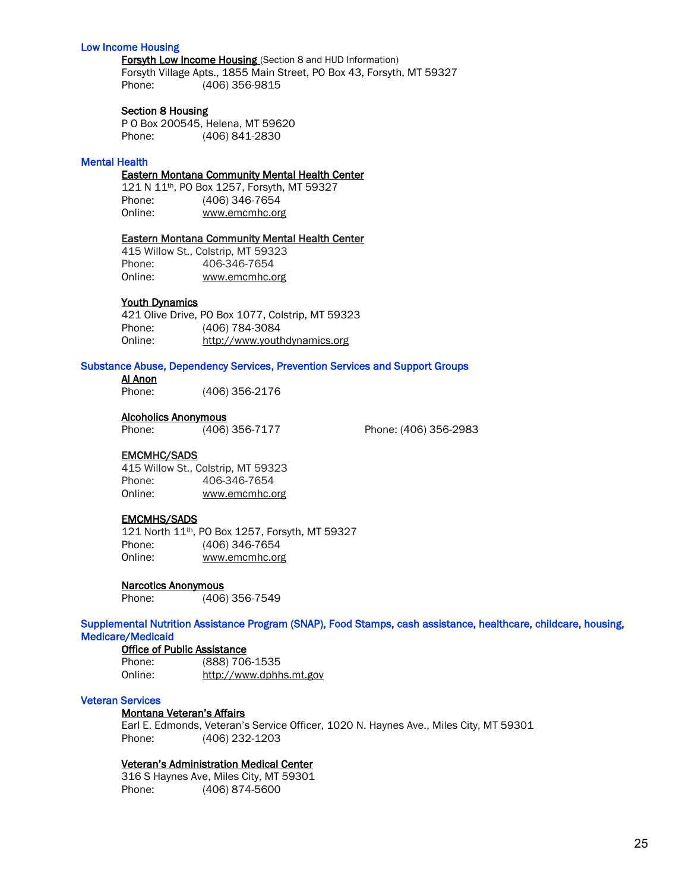## Low Income Housing

**Forsyth Low Income Housing** (Section 8 and HUD Information)
Forsyth Village Apts., 1855 Main Street, PO Box 43, Forsyth, MT 59327
Phone: (406) 356-9815

**Section 8 Housing**
P O Box 200545, Helena, MT 59620
Phone: (406) 841-2830

## Mental Health

**Eastern Montana Community Mental Health Center**
121 N 11th, PO Box 1257, Forsyth, MT 59327
Phone: (406) 346-7654
Online: www.emcmhc.org

**Eastern Montana Community Mental Health Center**
415 Willow St., Colstrip, MT 59323
Phone: 406-346-7654
Online: www.emcmhc.org

**Youth Dynamics**
421 Olive Drive, PO Box 1077, Colstrip, MT 59323
Phone: (406) 784-3084
Online: http://www.youthdynamics.org

## Substance Abuse, Dependency Services, Prevention Services and Support Groups

**Al Anon**
Phone: (406) 356-2176

**Alcoholics Anonymous**
Phone: (406) 356-7177
Phone: (406) 356-2983

**EMCMHC/SADS**
415 Willow St., Colstrip, MT 59323
Phone: 406-346-7654
Online: www.emcmhc.org

**EMCMHS/SADS**
121 North 11th, PO Box 1257, Forsyth, MT 59327
Phone: (406) 346-7654
Online: www.emcmhc.org

**Narcotics Anonymous**
Phone: (406) 356-7549

## Supplemental Nutrition Assistance Program (SNAP), Food Stamps, cash assistance, healthcare, childcare, housing, Medicare/Medicaid

**Office of Public Assistance**
Phone: (888) 706-1535
Online: http://www.dphhs.mt.gov

## Veteran Services

**Montana Veteran's Affairs**
Earl E. Edmonds, Veteran's Service Officer, 1020 N. Haynes Ave., Miles City, MT 59301
Phone: (406) 232-1203

**Veteran's Administration Medical Center**
316 S Haynes Ave, Miles City, MT 59301
Phone: (406) 874-5600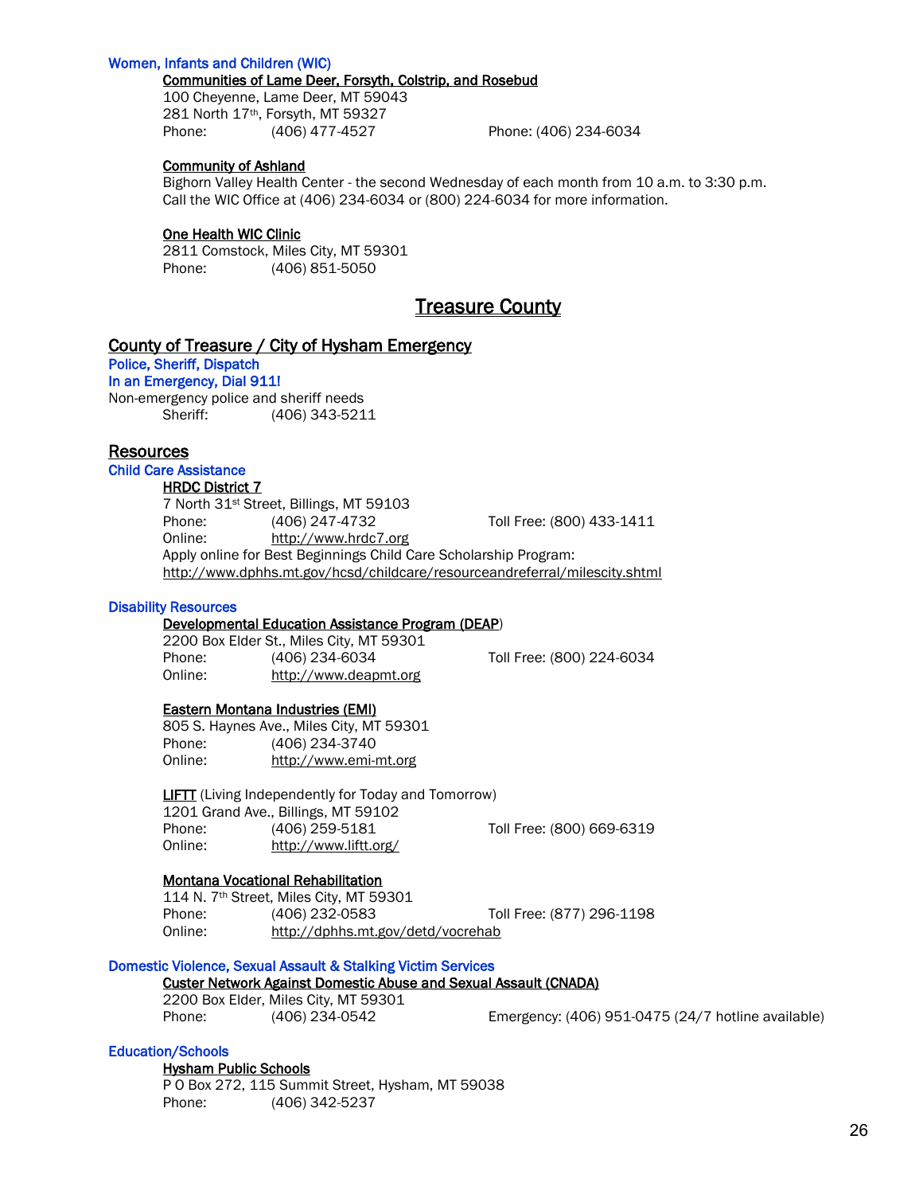### Women, Infants and Children (WIC)

**Communities of Lame Deer, Forsyth, Colstrip, and Rosebud**

100 Cheyenne, Lame Deer, MT 59043
281 North 17th, Forsyth, MT 59327
Phone: (406) 477-4527 Phone: (406) 234-6034

**Community of Ashland**

Bighorn Valley Health Center - the second Wednesday of each month from 10 a.m. to 3:30 p.m.
Call the WIC Office at (406) 234-6034 or (800) 224-6034 for more information.

**One Health WIC Clinic**

2811 Comstock, Miles City, MT 59301
Phone: (406) 851-5050

# Treasure County

## County of Treasure / City of Hysham Emergency

### Police, Sheriff, Dispatch

### In an Emergency, Dial 911!

Non-emergency police and sheriff needs
Sheriff: (406) 343-5211

## Resources

### Child Care Assistance

**HRDC District 7**

7 North 31st Street, Billings, MT 59103
Phone: (406) 247-4732 Toll Free: (800) 433-1411
Online: http://www.hrdc7.org
Apply online for Best Beginnings Child Care Scholarship Program:
http://www.dphhs.mt.gov/hcsd/childcare/resourceandreferral/milescity.shtml

### Disability Resources

**Developmental Education Assistance Program (DEAP)**

2200 Box Elder St., Miles City, MT 59301
Phone: (406) 234-6034 Toll Free: (800) 224-6034
Online: http://www.deapmt.org

**Eastern Montana Industries (EMI)**

805 S. Haynes Ave., Miles City, MT 59301
Phone: (406) 234-3740
Online: http://www.emi-mt.org

**LIFTT** (Living Independently for Today and Tomorrow)

1201 Grand Ave., Billings, MT 59102
Phone: (406) 259-5181 Toll Free: (800) 669-6319
Online: http://www.liftt.org/

**Montana Vocational Rehabilitation**

114 N. 7th Street, Miles City, MT 59301
Phone: (406) 232-0583 Toll Free: (877) 296-1198
Online: http://dphhs.mt.gov/detd/vocrehab

### Domestic Violence, Sexual Assault & Stalking Victim Services

**Custer Network Against Domestic Abuse and Sexual Assault (CNADA)**

2200 Box Elder, Miles City, MT 59301
Phone: (406) 234-0542 Emergency: (406) 951-0475 (24/7 hotline available)

### Education/Schools

**Hysham Public Schools**

P O Box 272, 115 Summit Street, Hysham, MT 59038
Phone: (406) 342-5237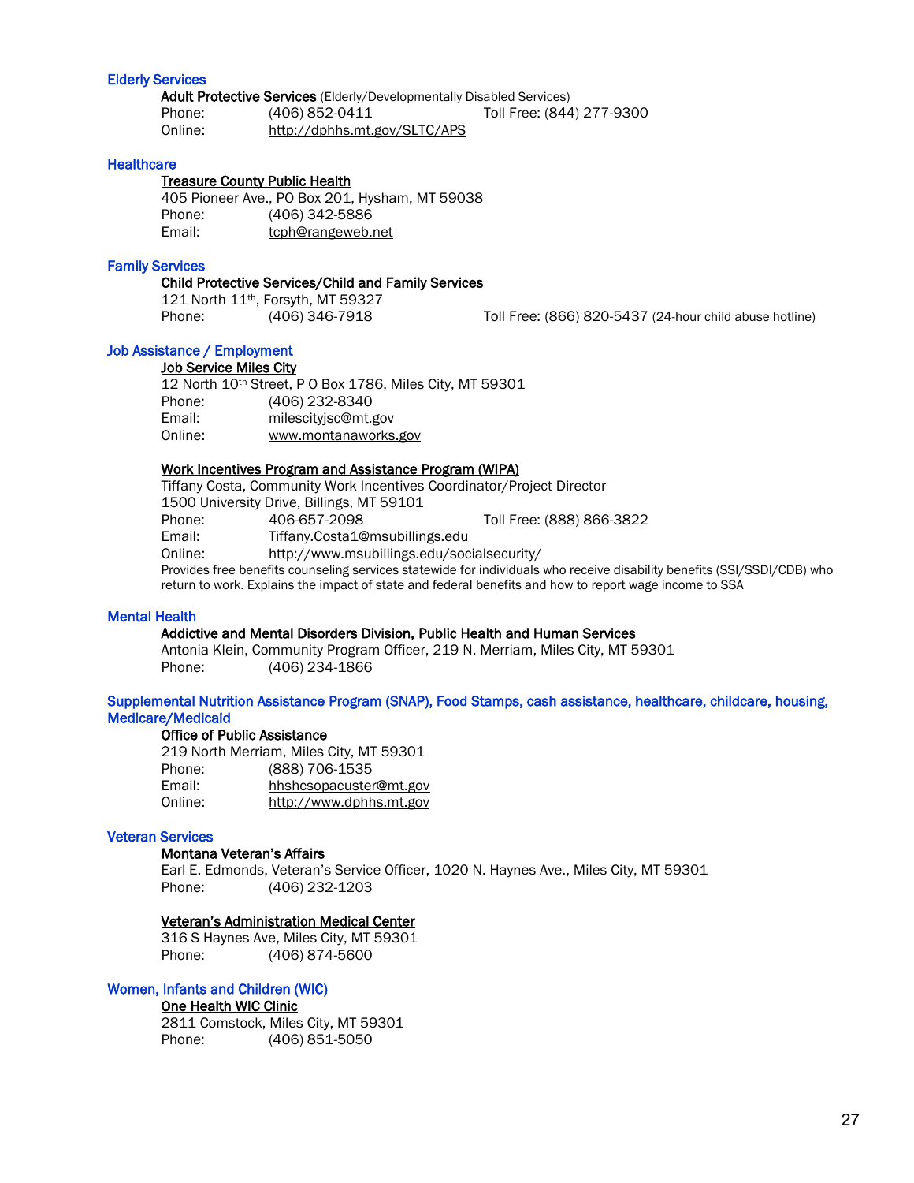## Elderly Services

**Adult Protective Services** (Elderly/Developmentally Disabled Services)
Phone: (406) 852-0411 Toll Free: (844) 277-9300
Online: http://dphhs.mt.gov/SLTC/APS

## Healthcare

**Treasure County Public Health**
405 Pioneer Ave., PO Box 201, Hysham, MT 59038
Phone: (406) 342-5886
Email: tcph@rangeweb.net

## Family Services

**Child Protective Services/Child and Family Services**
121 North 11th, Forsyth, MT 59327
Phone: (406) 346-7918 Toll Free: (866) 820-5437 (24-hour child abuse hotline)

## Job Assistance / Employment

**Job Service Miles City**
12 North 10th Street, P O Box 1786, Miles City, MT 59301
Phone: (406) 232-8340
Email: milescityjsc@mt.gov
Online: www.montanaworks.gov

**Work Incentives Program and Assistance Program (WIPA)**
Tiffany Costa, Community Work Incentives Coordinator/Project Director
1500 University Drive, Billings, MT 59101
Phone: 406-657-2098 Toll Free: (888) 866-3822
Email: Tiffany.Costa1@msubillings.edu
Online: http://www.msubillings.edu/socialsecurity/
Provides free benefits counseling services statewide for individuals who receive disability benefits (SSI/SSDI/CDB) who return to work. Explains the impact of state and federal benefits and how to report wage income to SSA

## Mental Health

**Addictive and Mental Disorders Division, Public Health and Human Services**
Antonia Klein, Community Program Officer, 219 N. Merriam, Miles City, MT 59301
Phone: (406) 234-1866

## Supplemental Nutrition Assistance Program (SNAP), Food Stamps, cash assistance, healthcare, childcare, housing, Medicare/Medicaid

**Office of Public Assistance**
219 North Merriam, Miles City, MT 59301
Phone: (888) 706-1535
Email: hhshcsopacuster@mt.gov
Online: http://www.dphhs.mt.gov

## Veteran Services

**Montana Veteran's Affairs**
Earl E. Edmonds, Veteran's Service Officer, 1020 N. Haynes Ave., Miles City, MT 59301
Phone: (406) 232-1203

**Veteran's Administration Medical Center**
316 S Haynes Ave, Miles City, MT 59301
Phone: (406) 874-5600

## Women, Infants and Children (WIC)

**One Health WIC Clinic**
2811 Comstock, Miles City, MT 59301
Phone: (406) 851-5050